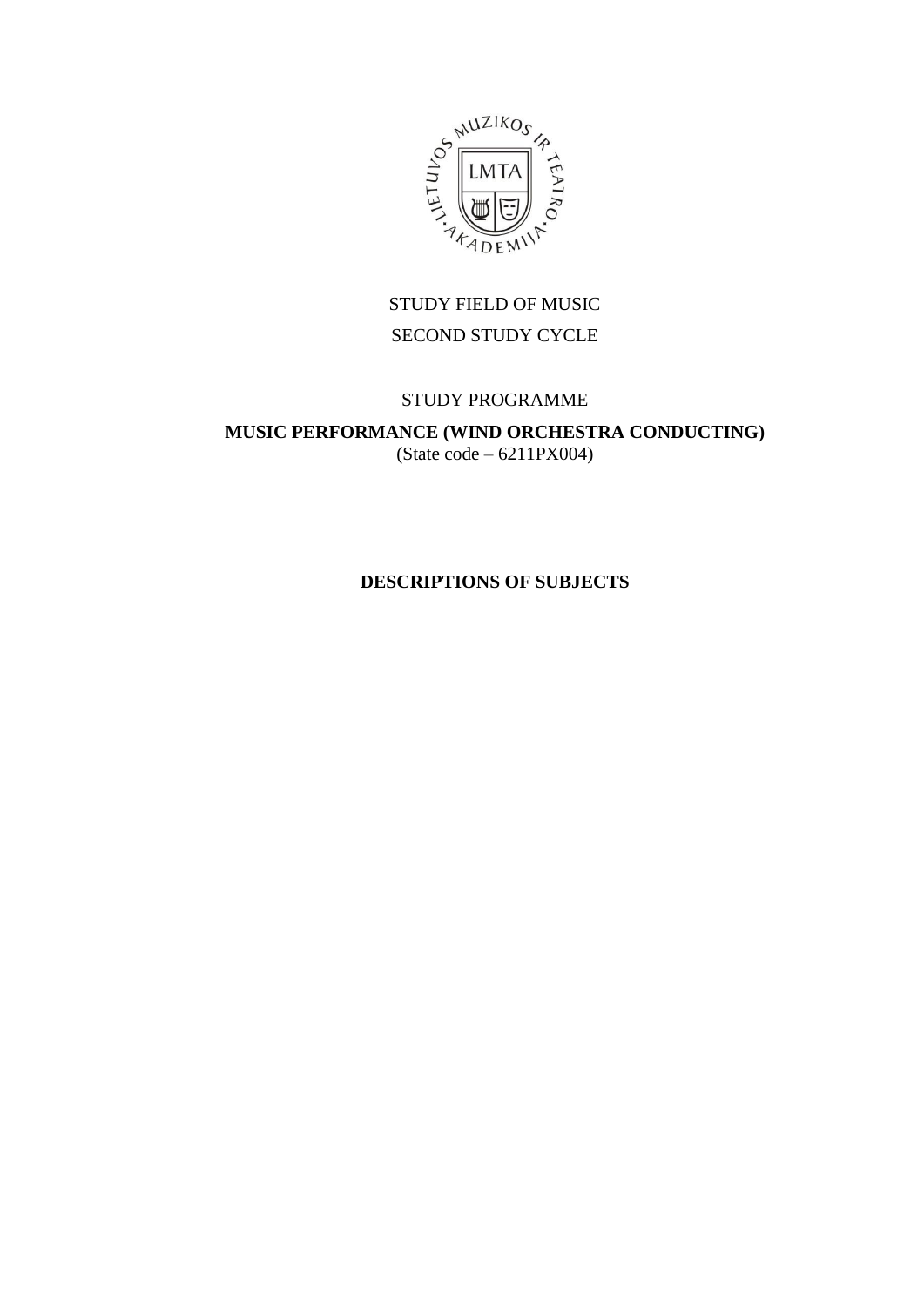STUDY FIELD OF MUSIC

SECOND STUDY CYCLE

STUDY PROGRAMME

**MUSIC PERFORMANCE (WIND ORCHESTRA CONDUCTING)**

(State code – 6211PX004)

# DESCRIPTIONS OF SUBJECTS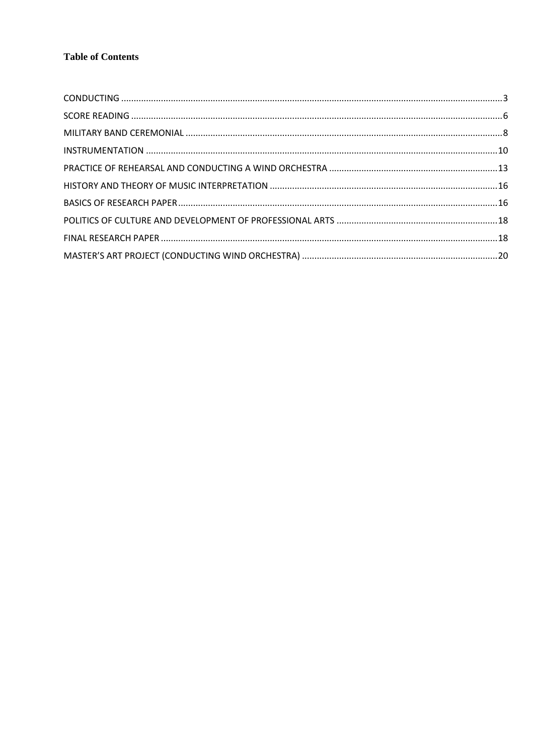**Table of Contents**

CONDUCTING ........................................................................................................................................3
SCORE READING ....................................................................................................................................6
MILITARY BAND CEREMONIAL .............................................................................................................8
INSTRUMENTATION ............................................................................................................................10
PRACTICE OF REHEARSAL AND CONDUCTING A WIND ORCHESTRA ...................................................................13
HISTORY AND THEORY OF MUSIC INTERPRETATION ...........................................................................................16
BASICS OF RESEARCH PAPER...............................................................................................................16
POLITICS OF CULTURE AND DEVELOPMENT OF PROFESSIONAL ARTS .................................................................18
FINAL RESEARCH PAPER .......................................................................................................................18
MASTER'S ART PROJECT (CONDUCTING WIND ORCHESTRA) ..............................................................................20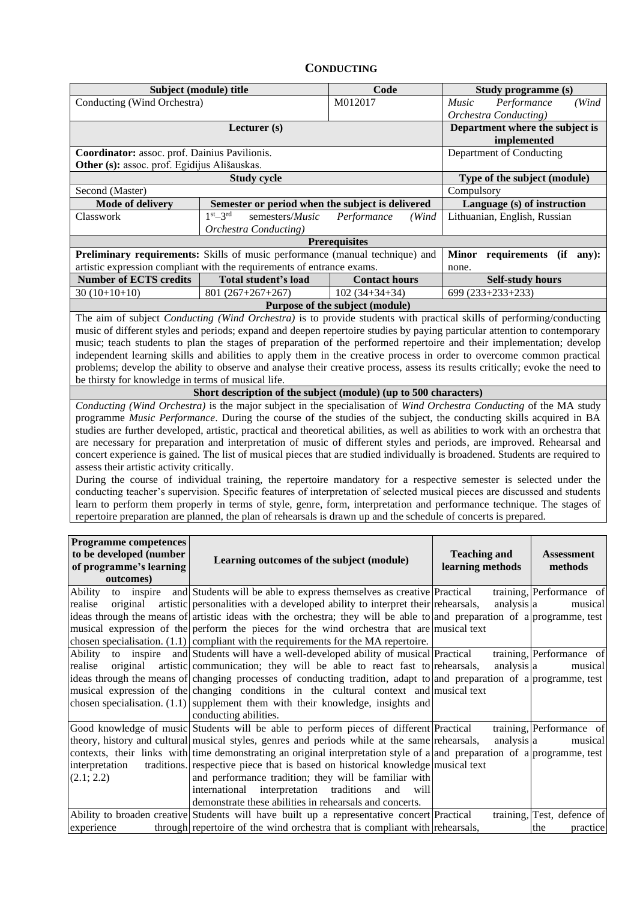## CONDUCTING

| Subject (module) title | | Code | Study programme (s) |
|---|---|---|---|
| Conducting (Wind Orchestra) | | M012017 | *Music Performance (Wind Orchestra Conducting)* |
| Lecturer (s) | | | Department where the subject is implemented |
| **Coordinator:** assoc. prof. Dainius Pavilionis.<br>**Other (s):** assoc. prof. Egidijus Ališauskas. | | | Department of Conducting |
| Study cycle | | | Type of the subject (module) |
| Second (Master) | | | Compulsory |
| **Mode of delivery** | **Semester or period when the subject is delivered** | | **Language (s) of instruction** |
| Classwork | 1st–3rd semesters/*Music Performance (Wind Orchestra Conducting)* | | Lithuanian, English, Russian |
| **Prerequisites** | | | |
| **Preliminary requirements:** Skills of music performance (manual technique) and artistic expression compliant with the requirements of entrance exams. | | | **Minor requirements (if any):** none. |
| **Number of ECTS credits** | **Total student's load** | **Contact hours** | **Self-study hours** |
| 30 (10+10+10) | 801 (267+267+267) | 102 (34+34+34) | 699 (233+233+233) |
| **Purpose of the subject (module)** | | | |
| The aim of subject *Conducting (Wind Orchestra)* is to provide students with practical skills of performing/conducting music of different styles and periods; expand and deepen repertoire studies by paying particular attention to contemporary music; teach students to plan the stages of preparation of the performed repertoire and their implementation; develop independent learning skills and abilities to apply them in the creative process in order to overcome common practical problems; develop the ability to observe and analyse their creative process, assess its results critically; evoke the need to be thirsty for knowledge in terms of musical life. | | | |
| **Short description of the subject (module) (up to 500 characters)** | | | |
| *Conducting (Wind Orchestra)* is the major subject in the specialisation of *Wind Orchestra Conducting* of the MA study programme *Music Performance*. During the course of the studies of the subject, the conducting skills acquired in BA studies are further developed, artistic, practical and theoretical abilities, as well as abilities to work with an orchestra that are necessary for preparation and interpretation of music of different styles and periods, are improved. Rehearsal and concert experience is gained. The list of musical pieces that are studied individually is broadened. Students are required to assess their artistic activity critically.<br>During the course of individual training, the repertoire mandatory for a respective semester is selected under the conducting teacher's supervision. Specific features of interpretation of selected musical pieces are discussed and students learn to perform them properly in terms of style, genre, form, interpretation and performance technique. The stages of repertoire preparation are planned, the plan of rehearsals is drawn up and the schedule of concerts is prepared. | | | |

| Programme competences to be developed (number of programme's learning outcomes) | Learning outcomes of the subject (module) | Teaching and learning methods | Assessment methods |
|---|---|---|---|
| Ability to inspire and realise original artistic ideas through the means of musical expression of the chosen specialisation. (1.1) | Students will be able to express themselves as creative personalities with a developed ability to interpret their artistic ideas with the orchestra; they will be able to perform the pieces for the wind orchestra that are compliant with the requirements for the MA repertoire. | Practical training, rehearsals, analysis and preparation of a musical text | Performance of a musical programme, test |
| Ability to inspire and realise original artistic ideas through the means of musical expression of the chosen specialisation. (1.1) | Students will have a well-developed ability of musical communication; they will be able to react fast to changing processes of conducting tradition, adapt to changing conditions in the cultural context and supplement them with their knowledge, insights and conducting abilities. | Practical training, rehearsals, analysis and preparation of a musical text | Performance of a musical programme, test |
| Good knowledge of music theory, history and cultural contexts, their links with interpretation traditions. (2.1; 2.2) | Students will be able to perform pieces of different musical styles, genres and periods while at the same time demonstrating an original interpretation style of a respective piece that is based on historical knowledge and performance tradition; they will be familiar with international interpretation traditions and will demonstrate these abilities in rehearsals and concerts. | Practical training, rehearsals, analysis and preparation of a musical text | Performance of a musical programme, test |
| Ability to broaden creative experience through | Students will have built up a representative concert repertoire of the wind orchestra that is compliant with | Practical training, rehearsals, | Test, defence of the practice |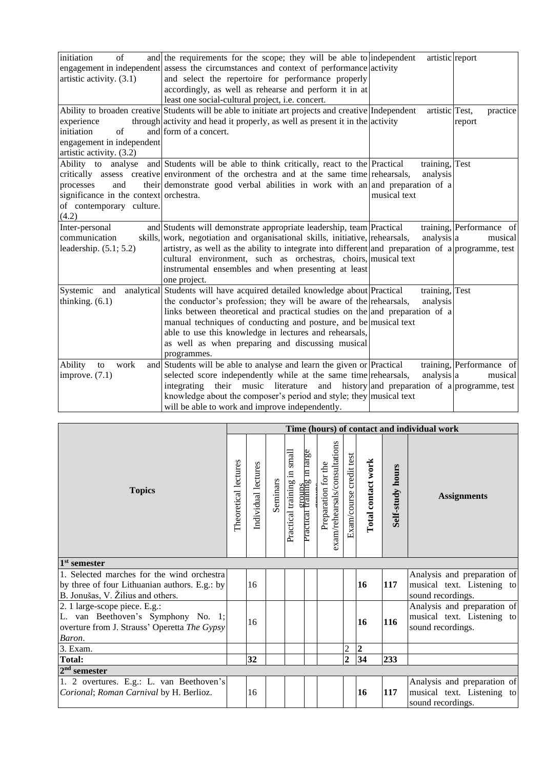| | | | |
|---|---|---|---|
| initiation of and engagement in independent artistic activity. (3.1) | the requirements for the scope; they will be able to assess the circumstances and context of performance and select the repertoire for performance properly accordingly, as well as rehearse and perform it in at least one social-cultural project, i.e. concert. | independent artistic activity | report |
| Ability to broaden creative experience through initiation of and engagement in independent artistic activity. (3.2) | Students will be able to initiate art projects and creative activity and head it properly, as well as present it in the form of a concert. | Independent artistic activity | Test, practice report |
| Ability to analyse and critically assess creative processes and their significance in the context of contemporary culture. (4.2) | Students will be able to think critically, react to the environment of the orchestra and at the same time demonstrate good verbal abilities in work with an orchestra. | Practical training, rehearsals, analysis and preparation of a musical text | Test |
| Inter-personal and communication skills, leadership. (5.1; 5.2) | Students will demonstrate appropriate leadership, team work, negotiation and organisational skills, initiative, artistry, as well as the ability to integrate into different cultural environment, such as orchestras, choirs, instrumental ensembles and when presenting at least one project. | Practical training, rehearsals, analysis and preparation of a musical text | Performance of a musical programme, test |
| Systemic and analytical thinking. (6.1) | Students will have acquired detailed knowledge about the conductor's profession; they will be aware of the links between theoretical and practical studies on the manual techniques of conducting and posture, and be able to use this knowledge in lectures and rehearsals, as well as when preparing and discussing musical programmes. | Practical training, rehearsals, analysis and preparation of a musical text | Test |
| Ability to work and improve. (7.1) | Students will be able to analyse and learn the given or selected score independently while at the same time integrating their music literature and history knowledge about the composer's period and style; they will be able to work and improve independently. | Practical training, rehearsals, analysis and preparation of a musical text | Performance of a musical programme, test |

| Topics | Time (hours) of contact and individual work | | | | | | | | | |
|---|---|---|---|---|---|---|---|---|---|---|
| | Theoretical lectures | Individual lectures | Seminars | Practical training in small groups | Practical training in large groups | Preparation for the exam/rehearsals/consultations | Exam/course credit test | **Total contact work** | **Self-study hours** | **Assignments** |
| **1st semester** | | | | | | | | | | |
| 1. Selected marches for the wind orchestra by three of four Lithuanian authors. E.g.: by B. Jonušas, V. Žilius and others. | | 16 | | | | | | **16** | **117** | Analysis and preparation of musical text. Listening to sound recordings. |
| 2. 1 large-scope piece. E.g.: L. van Beethoven's Symphony No. 1; overture from J. Strauss' Operetta *The Gypsy Baron*. | | 16 | | | | | | **16** | **116** | Analysis and preparation of musical text. Listening to sound recordings. |
| 3. Exam. | | | | | | | 2 | **2** | | |
| **Total:** | | **32** | | | | | **2** | **34** | **233** | |
| **2nd semester** | | | | | | | | | | |
| 1. 2 overtures. E.g.: L. van Beethoven's *Corional*; *Roman Carnival* by H. Berlioz. | | 16 | | | | | | **16** | **117** | Analysis and preparation of musical text. Listening to sound recordings. |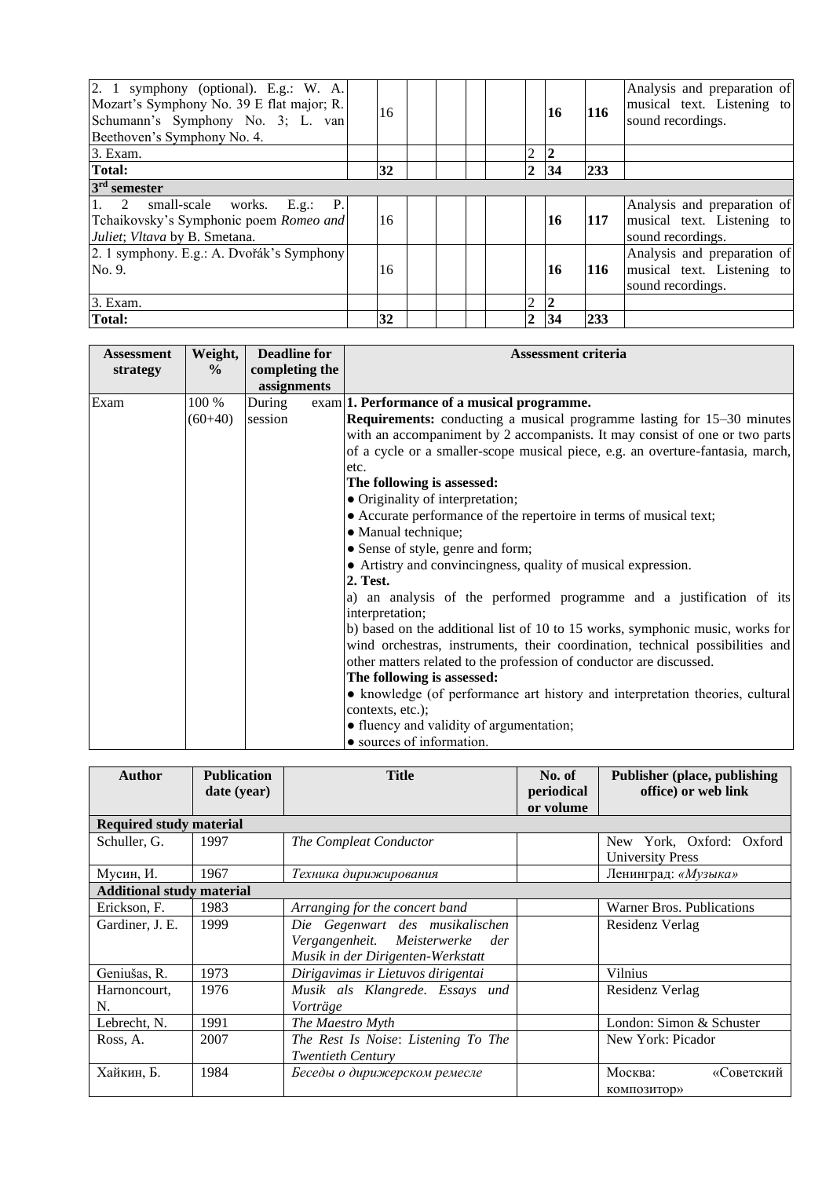| | | | | | | | | | | |
|---|---|---|---|---|---|---|---|---|---|---|
| 2. 1 symphony (optional). E.g.: W. A. Mozart's Symphony No. 39 E flat major; R. Schumann's Symphony No. 3; L. van Beethoven's Symphony No. 4. | | 16 | | | | | | **16** | **116** | Analysis and preparation of musical text. Listening to sound recordings. |
| 3. Exam. | | | | | | | 2 | **2** | | |
| **Total:** | | **32** | | | | | **2** | **34** | **233** | |
| **3rd semester** | | | | | | | | | | |
| 1. 2 small-scale works. E.g.: P. Tchaikovsky's Symphonic poem *Romeo and Juliet*; *Vltava* by B. Smetana. | | 16 | | | | | | **16** | **117** | Analysis and preparation of musical text. Listening to sound recordings. |
| 2. 1 symphony. E.g.: A. Dvořák's Symphony No. 9. | | 16 | | | | | | **16** | **116** | Analysis and preparation of musical text. Listening to sound recordings. |
| 3. Exam. | | | | | | | 2 | **2** | | |
| **Total:** | | **32** | | | | | **2** | **34** | **233** | |

| Assessment strategy | Weight, % | Deadline for completing the assignments | Assessment criteria |
|---|---|---|---|
| Exam | 100 % (60+40) | During exam session | **1. Performance of a musical programme.**<br>**Requirements:** conducting a musical programme lasting for 15–30 minutes with an accompaniment by 2 accompanists. It may consist of one or two parts of a cycle or a smaller-scope musical piece, e.g. an overture-fantasia, march, etc.<br>**The following is assessed:**<br>● Originality of interpretation;<br>● Accurate performance of the repertoire in terms of musical text;<br>● Manual technique;<br>● Sense of style, genre and form;<br>● Artistry and convincingness, quality of musical expression.<br>**2. Test.**<br>a) an analysis of the performed programme and a justification of its interpretation;<br>b) based on the additional list of 10 to 15 works, symphonic music, works for wind orchestras, instruments, their coordination, technical possibilities and other matters related to the profession of conductor are discussed.<br>**The following is assessed:**<br>● knowledge (of performance art history and interpretation theories, cultural contexts, etc.);<br>● fluency and validity of argumentation;<br>● sources of information. |

| Author | Publication date (year) | Title | No. of periodical or volume | Publisher (place, publishing office) or web link |
|---|---|---|---|---|
| **Required study material** | | | | |
| Schuller, G. | 1997 | *The Compleat Conductor* | | New York, Oxford: Oxford University Press |
| Мусин, И. | 1967 | *Техника дирижирования* | | Ленинград: *«Музыка»* |
| **Additional study material** | | | | |
| Erickson, F. | 1983 | *Arranging for the concert band* | | Warner Bros. Publications |
| Gardiner, J. E. | 1999 | *Die Gegenwart des musikalischen Vergangenheit. Meisterwerke der Musik in der Dirigenten-Werkstatt* | | Residenz Verlag |
| Geniušas, R. | 1973 | *Dirigavimas ir Lietuvos dirigentai* | | Vilnius |
| Harnoncourt, N. | 1976 | *Musik als Klangrede. Essays und Vorträge* | | Residenz Verlag |
| Lebrecht, N. | 1991 | *The Maestro Myth* | | London: Simon & Schuster |
| Ross, A. | 2007 | *The Rest Is Noise: Listening To The Twentieth Century* | | New York: Picador |
| Хайкин, Б. | 1984 | *Беседы о дирижерском ремесле* | | Москва: «Советский композитор» |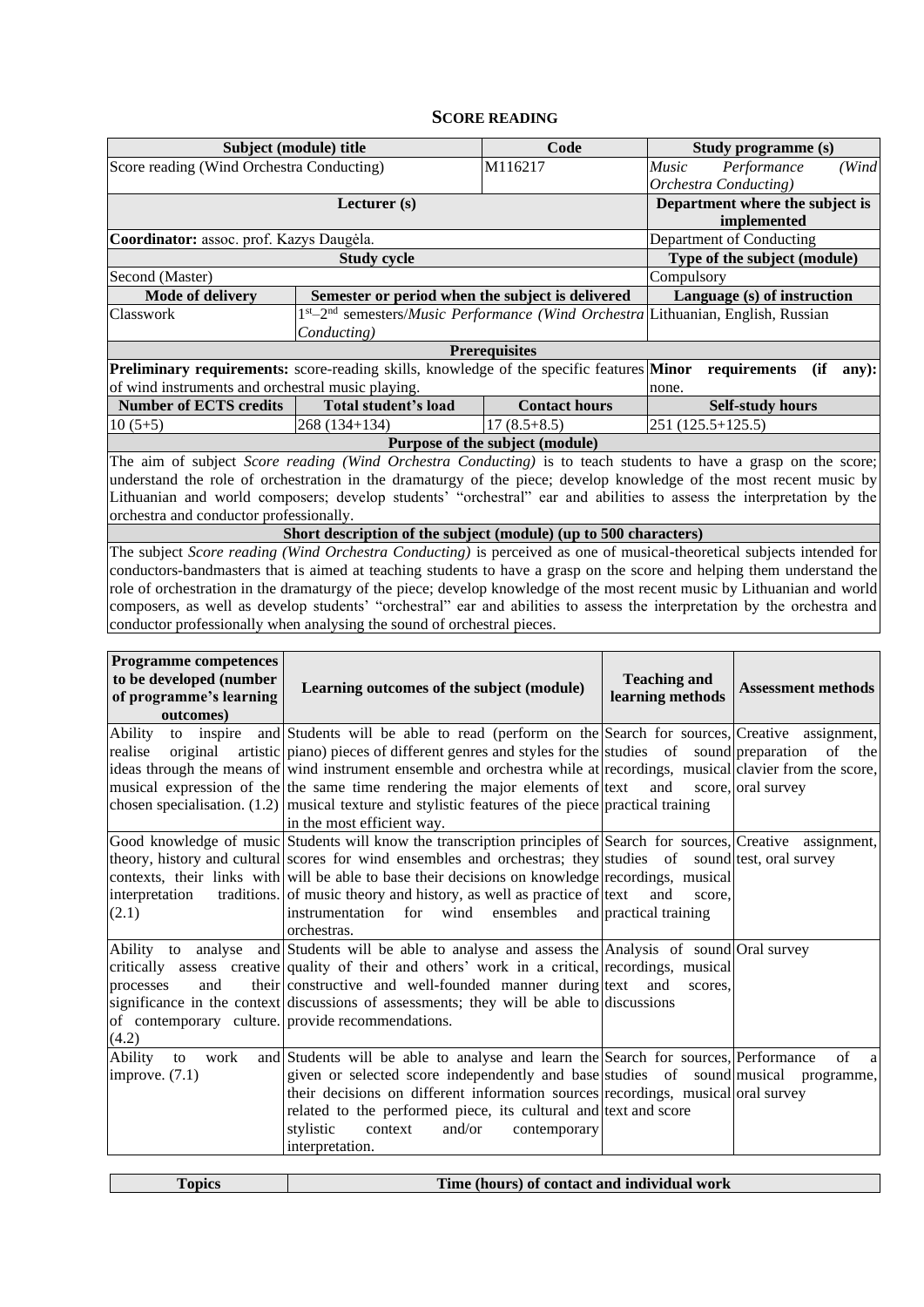## SCORE READING

| Subject (module) title | | Code | Study programme (s) |
|---|---|---|---|
| Score reading (Wind Orchestra Conducting) | | M116217 | *Music Performance (Wind Orchestra Conducting)* |
| **Lecturer (s)** | | | **Department where the subject is implemented** |
| **Coordinator:** assoc. prof. Kazys Daugėla. | | | Department of Conducting |
| **Study cycle** | | | **Type of the subject (module)** |
| Second (Master) | | | Compulsory |
| **Mode of delivery** | **Semester or period when the subject is delivered** | | **Language (s) of instruction** |
| Classwork | 1st–2nd semesters/*Music Performance (Wind Orchestra Conducting)* | | Lithuanian, English, Russian |
| **Prerequisites** | | | |
| **Preliminary requirements:** score-reading skills, knowledge of the specific features of wind instruments and orchestral music playing. | | | **Minor requirements (if any):** none. |
| **Number of ECTS credits** | **Total student's load** | **Contact hours** | **Self-study hours** |
| 10 (5+5) | 268 (134+134) | 17 (8.5+8.5) | 251 (125.5+125.5) |
| **Purpose of the subject (module)** | | | |
| The aim of subject *Score reading (Wind Orchestra Conducting)* is to teach students to have a grasp on the score; understand the role of orchestration in the dramaturgy of the piece; develop knowledge of the most recent music by Lithuanian and world composers; develop students' "orchestral" ear and abilities to assess the interpretation by the orchestra and conductor professionally. | | | |
| **Short description of the subject (module) (up to 500 characters)** | | | |
| The subject *Score reading (Wind Orchestra Conducting)* is perceived as one of musical-theoretical subjects intended for conductors-bandmasters that is aimed at teaching students to have a grasp on the score and helping them understand the role of orchestration in the dramaturgy of the piece; develop knowledge of the most recent music by Lithuanian and world composers, as well as develop students' "orchestral" ear and abilities to assess the interpretation by the orchestra and conductor professionally when analysing the sound of orchestral pieces. | | | |

| Programme competences to be developed (number of programme's learning outcomes) | Learning outcomes of the subject (module) | Teaching and learning methods | Assessment methods |
|---|---|---|---|
| Ability to inspire and realise original artistic ideas through the means of musical expression of the chosen specialisation. (1.2) | Students will be able to read (perform on the piano) pieces of different genres and styles for the wind instrument ensemble and orchestra while at the same time rendering the major elements of musical texture and stylistic features of the piece in the most efficient way. | Search for sources, studies of sound recordings, musical text and score, practical training | Creative assignment, preparation of the clavier from the score, oral survey |
| Good knowledge of music theory, history and cultural contexts, their links with interpretation traditions. (2.1) | Students will know the transcription principles of scores for wind ensembles and orchestras; they will be able to base their decisions on knowledge of music theory and history, as well as practice of instrumentation for wind ensembles and orchestras. | Search for sources, studies of sound recordings, musical text and score, practical training | Creative assignment, test, oral survey |
| Ability to analyse and critically assess creative processes and their significance in the context of contemporary culture. (4.2) | Students will be able to analyse and assess the quality of their and others' work in a critical, constructive and well-founded manner during discussions of assessments; they will be able to provide recommendations. | Analysis of sound recordings, musical text and scores, discussions | Oral survey |
| Ability to work and improve. (7.1) | Students will be able to analyse and learn the given or selected score independently and base their decisions on different information sources related to the performed piece, its cultural and stylistic context and/or contemporary interpretation. | Search for sources, studies of sound recordings, musical text and score | Performance of a musical programme, oral survey |

| Topics | Time (hours) of contact and individual work |
|---|---|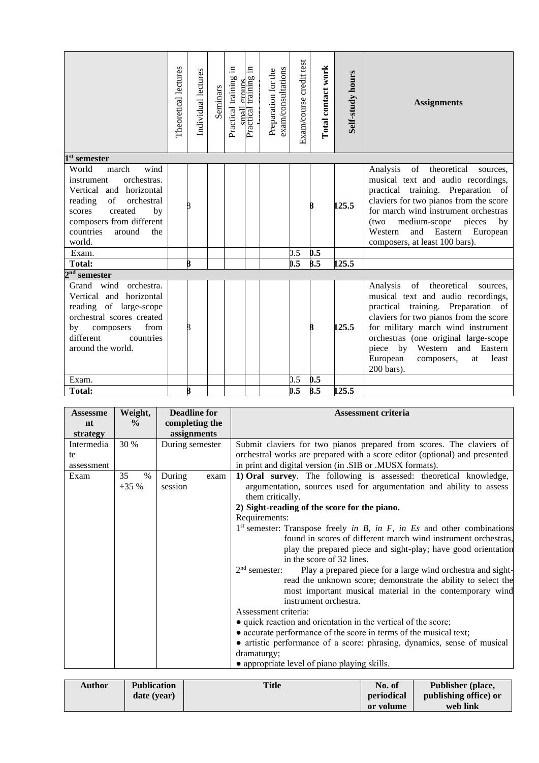| | Theoretical lectures | Individual lectures | Seminars | Practical training in small groups | Practical training in large groups | Preparation for the exam/consultations | Exam/course credit test | Total contact work | Self-study hours | Assignments |
|---|---|---|---|---|---|---|---|---|---|---|
| **1st semester** | | | | | | | | | | |
| World march wind instrument orchestras. Vertical and horizontal reading of orchestral scores created by composers from different countries around the world. | | 8 | | | | | | 8 | 125.5 | Analysis of theoretical sources, musical text and audio recordings, practical training. Preparation of claviers for two pianos from the score for march wind instrument orchestras (two medium-scope pieces by Western and Eastern European composers, at least 100 bars). |
| Exam. | | | | | | | 0.5 | 0.5 | | |
| **Total:** | | **8** | | | | | **0.5** | **8.5** | **125.5** | |
| **2nd semester** | | | | | | | | | | |
| Grand wind orchestra. Vertical and horizontal reading of large-scope orchestral scores created by composers from different countries around the world. | | 8 | | | | | | 8 | 125.5 | Analysis of theoretical sources, musical text and audio recordings, practical training. Preparation of claviers for two pianos from the score for military march wind instrument orchestras (one original large-scope piece by Western and Eastern European composers, at least 200 bars). |
| Exam. | | | | | | | 0.5 | 0.5 | | |
| **Total:** | | **8** | | | | | **0.5** | **8.5** | **125.5** | |

| Assessment strategy | Weight, % | Deadline for completing the assignments | Assessment criteria |
|---|---|---|---|
| Intermediate assessment | 30 % | During semester | Submit claviers for two pianos prepared from scores. The claviers of orchestral works are prepared with a score editor (optional) and presented in print and digital version (in .SIB or .MUSX formats). |
| Exam | 35 % +35 % | During exam session | **1) Oral survey**. The following is assessed: theoretical knowledge, argumentation, sources used for argumentation and ability to assess them critically.<br>**2) Sight-reading of the score for the piano.**<br>Requirements:<br>1st semester: Transpose freely *in B, in F, in Es* and other combinations found in scores of different march wind instrument orchestras, play the prepared piece and sight-play; have good orientation in the score of 32 lines.<br>2nd semester: Play a prepared piece for a large wind orchestra and sight-read the unknown score; demonstrate the ability to select the most important musical material in the contemporary wind instrument orchestra.<br>Assessment criteria:<br>● quick reaction and orientation in the vertical of the score;<br>● accurate performance of the score in terms of the musical text;<br>● artistic performance of a score: phrasing, dynamics, sense of musical dramaturgy;<br>● appropriate level of piano playing skills. |

| Author | Publication date (year) | Title | No. of periodical or volume | Publisher (place, publishing office) or web link |
|---|---|---|---|---|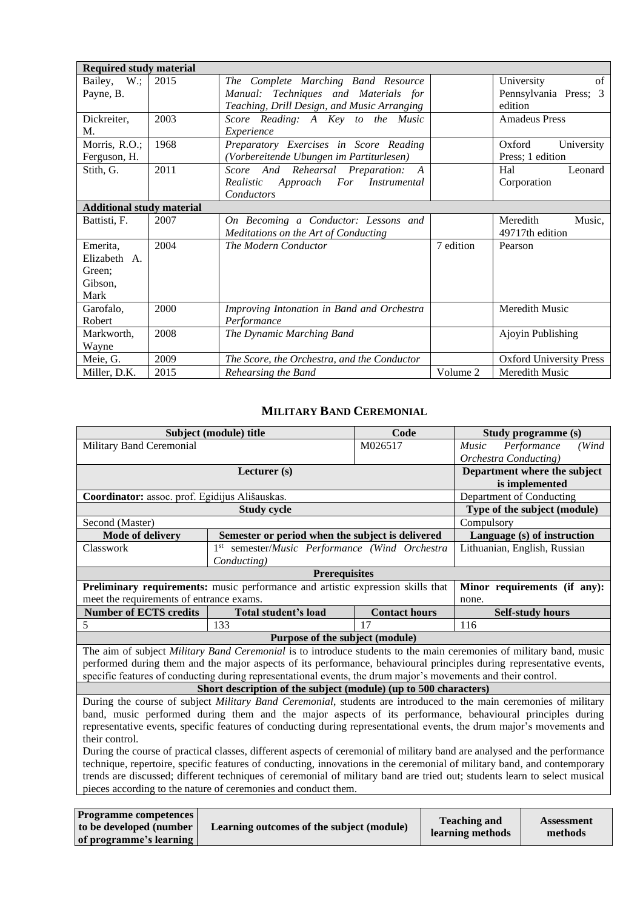| Required study material | | | | |
|---|---|---|---|---|
| Bailey, W.; Payne, B. | 2015 | *The Complete Marching Band Resource Manual: Techniques and Materials for Teaching, Drill Design, and Music Arranging* | | University of Pennsylvania Press; 3 edition |
| Dickreiter, M. | 2003 | *Score Reading: A Key to the Music Experience* | | Amadeus Press |
| Morris, R.O.; Ferguson, H. | 1968 | *Preparatory Exercises in Score Reading (Vorbereitende Ubungen im Partiturlesen)* | | Oxford University Press; 1 edition |
| Stith, G. | 2011 | *Score And Rehearsal Preparation: A Realistic Approach For Instrumental Conductors* | | Hal Leonard Corporation |
| **Additional study material** | | | | |
| Battisti, F. | 2007 | *On Becoming a Conductor: Lessons and Meditations on the Art of Conducting* | | Meredith Music, 49717th edition |
| Emerita, Elizabeth A. Green; Gibson, Mark | 2004 | *The Modern Conductor* | 7 edition | Pearson |
| Garofalo, Robert | 2000 | *Improving Intonation in Band and Orchestra Performance* | | Meredith Music |
| Markworth, Wayne | 2008 | *The Dynamic Marching Band* | | Ajoyin Publishing |
| Meie, G. | 2009 | *The Score, the Orchestra, and the Conductor* | | Oxford University Press |
| Miller, D.K. | 2015 | *Rehearsing the Band* | Volume 2 | Meredith Music |

## MILITARY BAND CEREMONIAL

| Subject (module) title | | Code | Study programme (s) |
|---|---|---|---|
| Military Band Ceremonial | | M026517 | *Music Performance (Wind Orchestra Conducting)* |
| **Lecturer (s)** | | | **Department where the subject is implemented** |
| **Coordinator:** assoc. prof. Egidijus Ališauskas. | | | Department of Conducting |
| **Study cycle** | | | **Type of the subject (module)** |
| Second (Master) | | | Compulsory |
| **Mode of delivery** | **Semester or period when the subject is delivered** | | **Language (s) of instruction** |
| Classwork | 1st semester/*Music Performance (Wind Orchestra Conducting)* | | Lithuanian, English, Russian |
| **Prerequisites** | | | |
| **Preliminary requirements:** music performance and artistic expression skills that meet the requirements of entrance exams. | | | **Minor requirements (if any):** none. |
| **Number of ECTS credits** | **Total student's load** | **Contact hours** | **Self-study hours** |
| 5 | 133 | 17 | 116 |
| **Purpose of the subject (module)** | | | |
| The aim of subject *Military Band Ceremonial* is to introduce students to the main ceremonies of military band, music performed during them and the major aspects of its performance, behavioural principles during representative events, specific features of conducting during representational events, the drum major's movements and their control. | | | |
| **Short description of the subject (module) (up to 500 characters)** | | | |
| During the course of subject *Military Band Ceremonial*, students are introduced to the main ceremonies of military band, music performed during them and the major aspects of its performance, behavioural principles during representative events, specific features of conducting during representational events, the drum major's movements and their control. During the course of practical classes, different aspects of ceremonial of military band are analysed and the performance technique, repertoire, specific features of conducting, innovations in the ceremonial of military band, and contemporary trends are discussed; different techniques of ceremonial of military band are tried out; students learn to select musical pieces according to the nature of ceremonies and conduct them. | | | |

| Programme competences to be developed (number of programme's learning | Learning outcomes of the subject (module) | Teaching and learning methods | Assessment methods |
|---|---|---|---|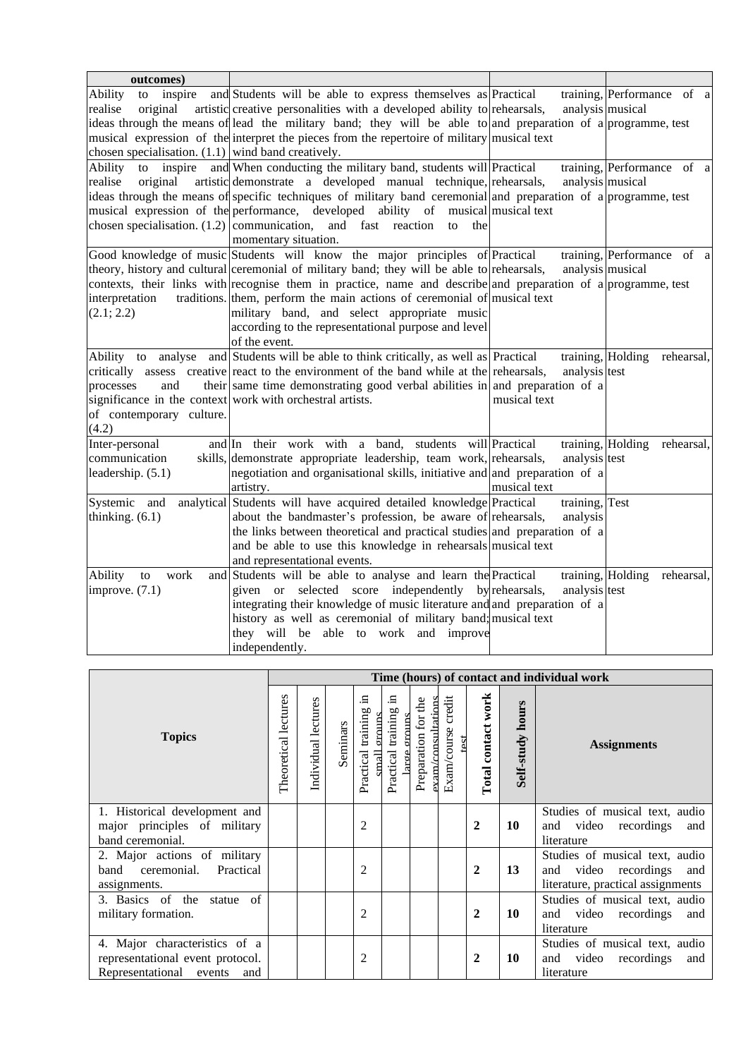| outcomes) | | | |
|---|---|---|---|
| Ability to inspire and realise original artistic ideas through the means of musical expression of the chosen specialisation. (1.1) | Students will be able to express themselves as creative personalities with a developed ability to lead the military band; they will be able to interpret the pieces from the repertoire of military wind band creatively. | Practical training, rehearsals, analysis and preparation of a musical text | Performance of a musical programme, test |
| Ability to inspire and realise original artistic ideas through the means of musical expression of the chosen specialisation. (1.2) | When conducting the military band, students will demonstrate a developed manual technique, specific techniques of military band ceremonial performance, developed ability of musical communication, and fast reaction to the momentary situation. | Practical training, rehearsals, analysis and preparation of a musical text | Performance of a musical programme, test |
| Good knowledge of music theory, history and cultural contexts, their links with interpretation traditions. (2.1; 2.2) | Students will know the major principles of ceremonial of military band; they will be able to recognise them in practice, name and describe them, perform the main actions of ceremonial of military band, and select appropriate music according to the representational purpose and level of the event. | Practical training, rehearsals, analysis and preparation of a musical text | Performance of a musical programme, test |
| Ability to analyse and critically assess creative processes and their significance in the context of contemporary culture. (4.2) | Students will be able to think critically, as well as react to the environment of the band while at the same time demonstrating good verbal abilities in work with orchestral artists. | Practical training, rehearsals, analysis and preparation of a musical text | Holding rehearsal, test |
| Inter-personal and communication skills, leadership. (5.1) | In their work with a band, students will demonstrate appropriate leadership, team work, negotiation and organisational skills, initiative and artistry. | Practical training, rehearsals, analysis and preparation of a musical text | Holding rehearsal, test |
| Systemic and analytical thinking. (6.1) | Students will have acquired detailed knowledge about the bandmaster's profession, be aware of the links between theoretical and practical studies and be able to use this knowledge in rehearsals and representational events. | Practical training, rehearsals, analysis and preparation of a musical text | Test |
| Ability to work and improve. (7.1) | Students will be able to analyse and learn the given or selected score independently by integrating their knowledge of music literature and history as well as ceremonial of military band; they will be able to work and improve independently. | Practical training, rehearsals, analysis and preparation of a musical text | Holding rehearsal, test |

| Topics | Time (hours) of contact and individual work | | | | | | | | | Assignments |
|---|---|---|---|---|---|---|---|---|---|---|
| | Theoretical lectures | Individual lectures | Seminars | Practical training in small groups | Practical training in large groups | Preparation for the exam/consultations | Exam/course credit test | Total contact work | Self-study hours | |
| 1. Historical development and major principles of military band ceremonial. | | | | 2 | | | | **2** | **10** | Studies of musical text, audio and video recordings and literature |
| 2. Major actions of military band ceremonial. Practical assignments. | | | | 2 | | | | **2** | **13** | Studies of musical text, audio and video recordings and literature, practical assignments |
| 3. Basics of the statue of military formation. | | | | 2 | | | | **2** | **10** | Studies of musical text, audio and video recordings and literature |
| 4. Major characteristics of a representational event protocol. Representational events and | | | | 2 | | | | **2** | **10** | Studies of musical text, audio and video recordings and literature |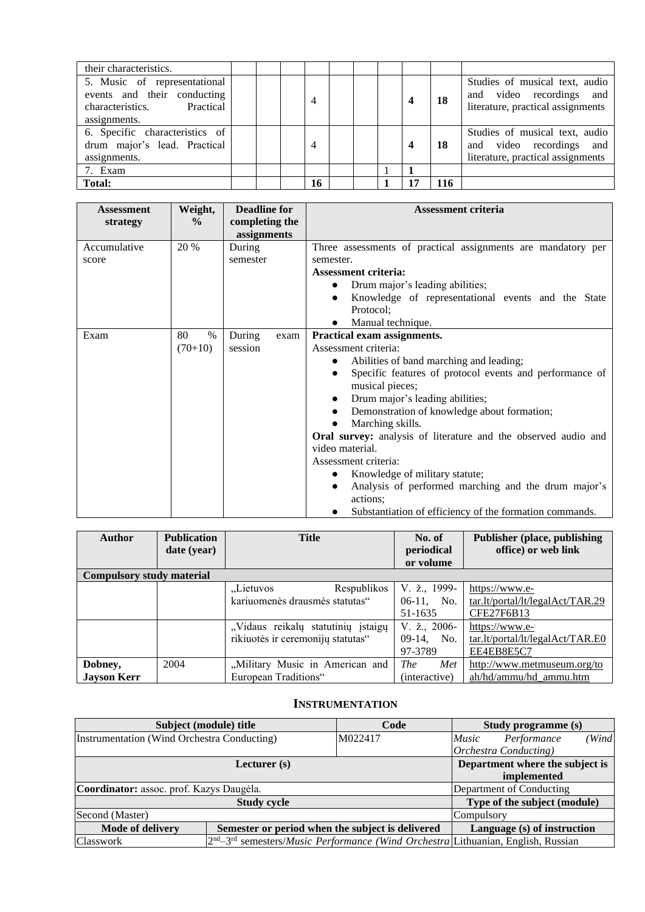| | | | | | | | | | | |
|---|---|---|---|---|---|---|---|---|---|---|
| their characteristics. | | | | | | | | | | |
| 5. Music of representational events and their conducting characteristics. Practical assignments. | | | | 4 | | | | **4** | **18** | Studies of musical text, audio and video recordings and literature, practical assignments |
| 6. Specific characteristics of drum major's lead. Practical assignments. | | | | 4 | | | | **4** | **18** | Studies of musical text, audio and video recordings and literature, practical assignments |
| 7. Exam | | | | | | | 1 | **1** | | |
| **Total:** | | | | **16** | | | **1** | **17** | **116** | |

| Assessment strategy | Weight, % | Deadline for completing the assignments | Assessment criteria |
|---|---|---|---|
| Accumulative score | 20 % | During semester | Three assessments of practical assignments are mandatory per semester.<br>**Assessment criteria:**<br>● Drum major's leading abilities;<br>● Knowledge of representational events and the State Protocol;<br>● Manual technique. |
| Exam | 80 % (70+10) | During exam session | **Practical exam assignments.**<br>Assessment criteria:<br>● Abilities of band marching and leading;<br>● Specific features of protocol events and performance of musical pieces;<br>● Drum major's leading abilities;<br>● Demonstration of knowledge about formation;<br>● Marching skills.<br>**Oral survey:** analysis of literature and the observed audio and video material.<br>Assessment criteria:<br>● Knowledge of military statute;<br>● Analysis of performed marching and the drum major's actions;<br>● Substantiation of efficiency of the formation commands. |

| Author | Publication date (year) | Title | No. of periodical or volume | Publisher (place, publishing office) or web link |
|---|---|---|---|---|
| **Compulsory study material** | | | | |
| | | „Lietuvos Respublikos kariuomenės drausmės statutas" | V. ž., 1999-06-11, No. 51-1635 | https://www.e-tar.lt/portal/lt/legalAct/TAR.29CFE27F6B13 |
| | | „Vidaus reikalų statutinių įstaigų rikiuotės ir ceremonijų statutas" | V. ž., 2006-09-14, No. 97-3789 | https://www.e-tar.lt/portal/lt/legalAct/TAR.E0EE4EB8E5C7 |
| **Dobney, Jayson Kerr** | 2004 | „Military Music in American and European Traditions" | *The Met* (interactive) | http://www.metmuseum.org/toah/hd/ammu/hd_ammu.htm |

## INSTRUMENTATION

| Subject (module) title | | Code | Study programme (s) |
|---|---|---|---|
| Instrumentation (Wind Orchestra Conducting) | | M022417 | *Music Performance (Wind Orchestra Conducting)* |
| **Lecturer (s)** | | | **Department where the subject is implemented** |
| **Coordinator:** assoc. prof. Kazys Daugėla. | | | Department of Conducting |
| **Study cycle** | | | **Type of the subject (module)** |
| Second (Master) | | | Compulsory |
| **Mode of delivery** | **Semester or period when the subject is delivered** | | **Language (s) of instruction** |
| Classwork | 2nd–3rd semesters/*Music Performance (Wind Orchestra* | | Lithuanian, English, Russian |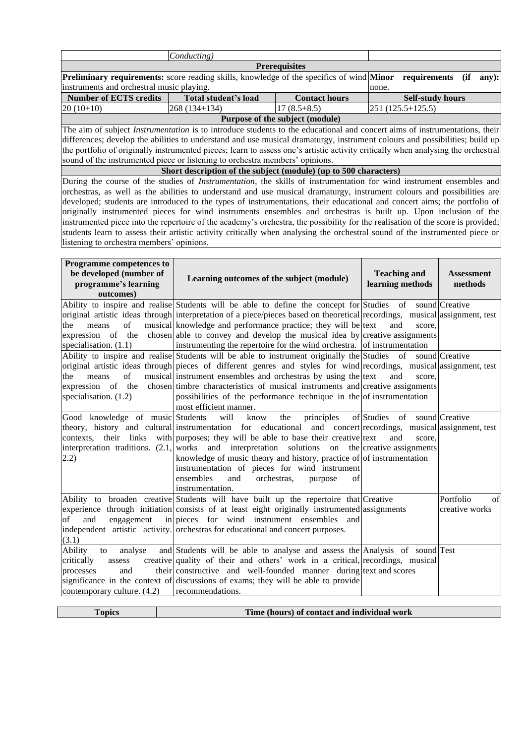| | *Conducting)* | | |
|---|---|---|---|
| **Prerequisites** | | | |
| **Preliminary requirements:** score reading skills, knowledge of the specifics of wind instruments and orchestral music playing. | | | **Minor requirements (if any):** none. |
| **Number of ECTS credits** | **Total student's load** | **Contact hours** | **Self-study hours** |
| 20 (10+10) | 268 (134+134) | 17 (8.5+8.5) | 251 (125.5+125.5) |
| **Purpose of the subject (module)** | | | |
| The aim of subject *Instrumentation* is to introduce students to the educational and concert aims of instrumentations, their differences; develop the abilities to understand and use musical dramaturgy, instrument colours and possibilities; build up the portfolio of originally instrumented pieces; learn to assess one's artistic activity critically when analysing the orchestral sound of the instrumented piece or listening to orchestra members' opinions. | | | |
| **Short description of the subject (module) (up to 500 characters)** | | | |
| During the course of the studies of *Instrumentation*, the skills of instrumentation for wind instrument ensembles and orchestras, as well as the abilities to understand and use musical dramaturgy, instrument colours and possibilities are developed; students are introduced to the types of instrumentations, their educational and concert aims; the portfolio of originally instrumented pieces for wind instruments ensembles and orchestras is built up. Upon inclusion of the instrumented piece into the repertoire of the academy's orchestra, the possibility for the realisation of the score is provided; students learn to assess their artistic activity critically when analysing the orchestral sound of the instrumented piece or listening to orchestra members' opinions. | | | |

| Programme competences to be developed (number of programme's learning outcomes) | Learning outcomes of the subject (module) | Teaching and learning methods | Assessment methods |
|---|---|---|---|
| Ability to inspire and realise original artistic ideas through the means of musical expression of the chosen specialisation. (1.1) | Students will be able to define the concept for interpretation of a piece/pieces based on theoretical knowledge and performance practice; they will be able to convey and develop the musical idea by instrumenting the repertoire for the wind orchestra. | Studies of sound recordings, musical text and score, creative assignments of instrumentation | Creative assignment, test |
| Ability to inspire and realise original artistic ideas through the means of musical expression of the chosen specialisation. (1.2) | Students will be able to instrument originally the pieces of different genres and styles for wind instrument ensembles and orchestras by using the timbre characteristics of musical instruments and possibilities of the performance technique in the most efficient manner. | Studies of sound recordings, musical text and score, creative assignments of instrumentation | Creative assignment, test |
| Good knowledge of music theory, history and cultural contexts, their links with interpretation traditions. (2.1, 2.2) | Students will know the principles of instrumentation for educational and concert purposes; they will be able to base their creative works and interpretation solutions on the knowledge of music theory and history, practice of instrumentation of pieces for wind instrument ensembles and orchestras, purpose of instrumentation. | Studies of sound recordings, musical text and score, creative assignments of instrumentation | Creative assignment, test |
| Ability to broaden creative experience through initiation of and engagement in independent artistic activity. (3.1) | Students will have built up the repertoire that consists of at least eight originally instrumented pieces for wind instrument ensembles and orchestras for educational and concert purposes. | Creative assignments | Portfolio of creative works |
| Ability to analyse and critically assess creative processes and their significance in the context of contemporary culture. (4.2) | Students will be able to analyse and assess the quality of their and others' work in a critical, constructive and well-founded manner during discussions of exams; they will be able to provide recommendations. | Analysis of sound recordings, musical text and scores | Test |

| Topics | Time (hours) of contact and individual work |
|---|---|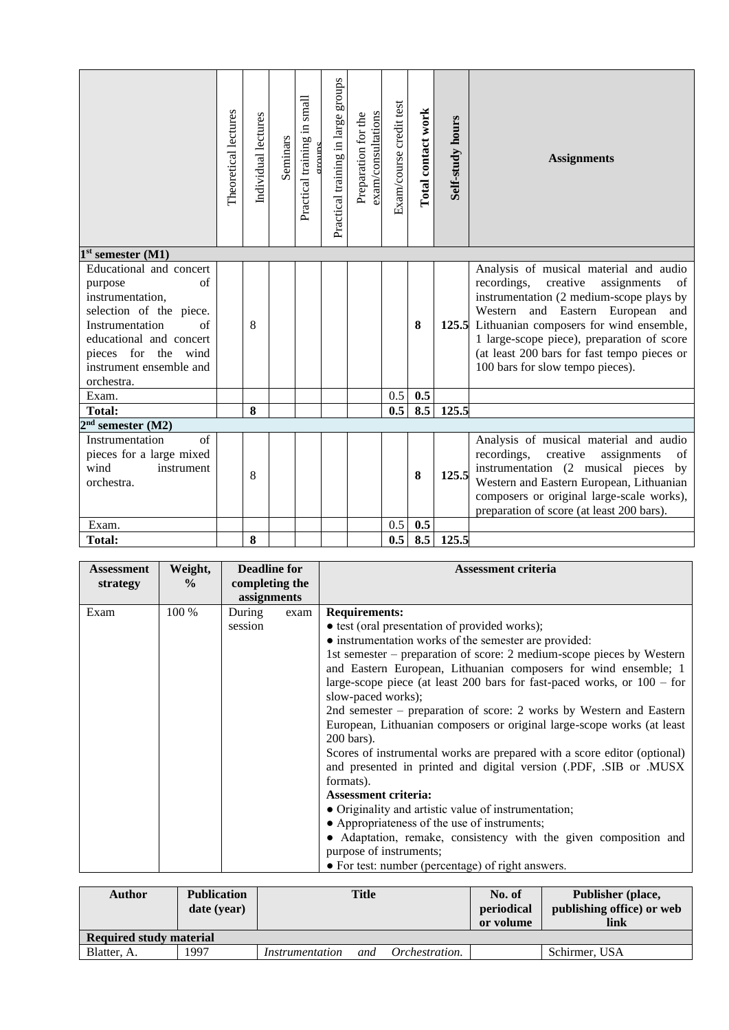| | Theoretical lectures | Individual lectures | Seminars | Practical training in small groups | Practical training in large groups | Preparation for the exam/consultations | Exam/course credit test | **Total contact work** | **Self-study hours** | **Assignments** |
|---|---|---|---|---|---|---|---|---|---|---|
| **1st semester (M1)** | | | | | | | | | | |
| Educational and concert purpose of instrumentation, selection of the piece. Instrumentation of educational and concert pieces for the wind instrument ensemble and orchestra. | | 8 | | | | | | **8** | **125.5** | Analysis of musical material and audio recordings, creative assignments of instrumentation (2 medium-scope plays by Western and Eastern European and Lithuanian composers for wind ensemble, 1 large-scope piece), preparation of score (at least 200 bars for fast tempo pieces or 100 bars for slow tempo pieces). |
| Exam. | | | | | | | 0.5 | **0.5** | | |
| **Total:** | | **8** | | | | | **0.5** | **8.5** | **125.5** | |
| **2nd semester (M2)** | | | | | | | | | | |
| Instrumentation of pieces for a large mixed wind instrument orchestra. | | 8 | | | | | | **8** | **125.5** | Analysis of musical material and audio recordings, creative assignments of instrumentation (2 musical pieces by Western and Eastern European, Lithuanian composers or original large-scale works), preparation of score (at least 200 bars). |
| Exam. | | | | | | | 0.5 | **0.5** | | |
| **Total:** | | **8** | | | | | **0.5** | **8.5** | **125.5** | |

| Assessment strategy | Weight, % | Deadline for completing the assignments | Assessment criteria |
|---|---|---|---|
| Exam | 100 % | During exam session | **Requirements:**<br>● test (oral presentation of provided works);<br>● instrumentation works of the semester are provided:<br>1st semester – preparation of score: 2 medium-scope pieces by Western and Eastern European, Lithuanian composers for wind ensemble; 1 large-scope piece (at least 200 bars for fast-paced works, or 100 – for slow-paced works);<br>2nd semester – preparation of score: 2 works by Western and Eastern European, Lithuanian composers or original large-scope works (at least 200 bars).<br>Scores of instrumental works are prepared with a score editor (optional) and presented in printed and digital version (.PDF, .SIB or .MUSX formats).<br>**Assessment criteria:**<br>● Originality and artistic value of instrumentation;<br>● Appropriateness of the use of instruments;<br>● Adaptation, remake, consistency with the given composition and purpose of instruments;<br>● For test: number (percentage) of right answers. |

| Author | Publication date (year) | Title | No. of periodical or volume | Publisher (place, publishing office) or web link |
|---|---|---|---|---|
| **Required study material** | | | | |
| Blatter, A. | 1997 | *Instrumentation and Orchestration.* | | Schirmer, USA |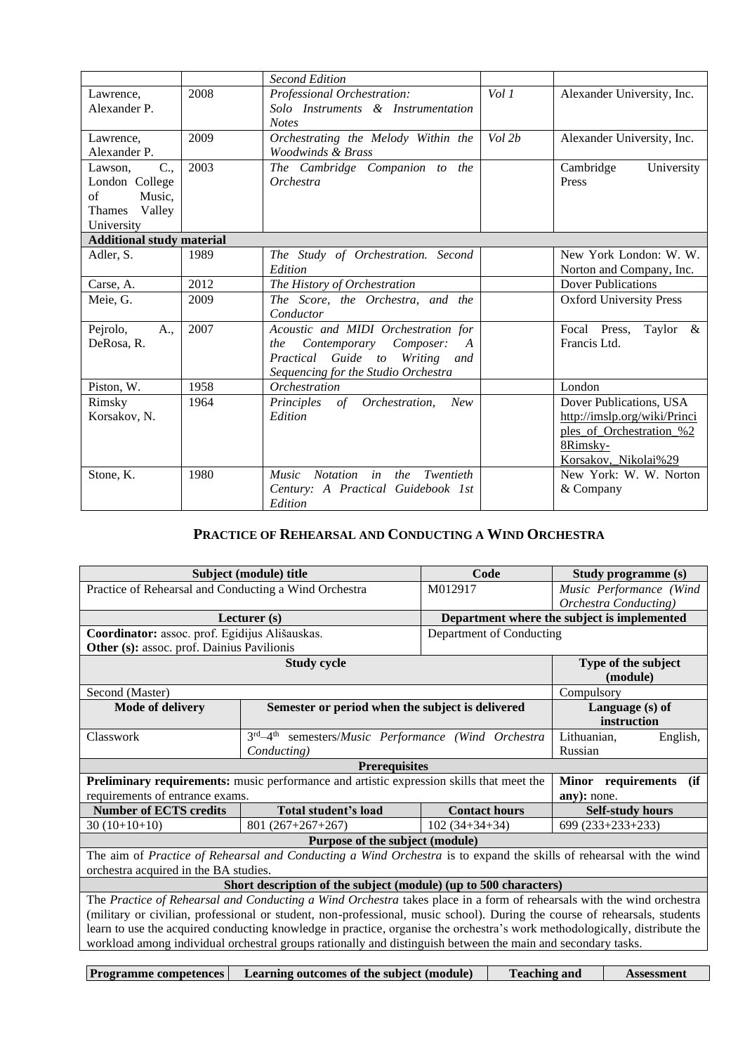| | | *Second Edition* | | |
|---|---|---|---|---|
| Lawrence, Alexander P. | 2008 | *Professional Orchestration: Solo Instruments & Instrumentation Notes* | *Vol 1* | Alexander University, Inc. |
| Lawrence, Alexander P. | 2009 | *Orchestrating the Melody Within the Woodwinds & Brass* | *Vol 2b* | Alexander University, Inc. |
| Lawson, C., London College of Music, Thames Valley University | 2003 | *The Cambridge Companion to the Orchestra* | | Cambridge University Press |
| **Additional study material** | | | | |
| Adler, S. | 1989 | *The Study of Orchestration. Second Edition* | | New York London: W. W. Norton and Company, Inc. |
| Carse, A. | 2012 | *The History of Orchestration* | | Dover Publications |
| Meie, G. | 2009 | *The Score, the Orchestra, and the Conductor* | | Oxford University Press |
| Pejrolo, A., DeRosa, R. | 2007 | *Acoustic and MIDI Orchestration for the Contemporary Composer: A Practical Guide to Writing and Sequencing for the Studio Orchestra* | | Focal Press, Taylor & Francis Ltd. |
| Piston, W. | 1958 | *Orchestration* | | London |
| Rimsky Korsakov, N. | 1964 | *Principles of Orchestration, New Edition* | | Dover Publications, USA http://imslp.org/wiki/Principles_of_Orchestration_%28Rimsky-Korsakov,_Nikolai%29 |
| Stone, K. | 1980 | *Music Notation in the Twentieth Century: A Practical Guidebook 1st Edition* | | New York: W. W. Norton & Company |

## PRACTICE OF REHEARSAL AND CONDUCTING A WIND ORCHESTRA

| **Subject (module) title** | | **Code** | **Study programme (s)** |
|---|---|---|---|
| Practice of Rehearsal and Conducting a Wind Orchestra | | M012917 | *Music Performance (Wind Orchestra Conducting)* |
| **Lecturer (s)** | | **Department where the subject is implemented** | |
| **Coordinator:** assoc. prof. Egidijus Ališauskas.<br>**Other (s):** assoc. prof. Dainius Pavilionis | | Department of Conducting | |
| **Study cycle** | | | **Type of the subject (module)** |
| Second (Master) | | | Compulsory |
| **Mode of delivery** | **Semester or period when the subject is delivered** | | **Language (s) of instruction** |
| Classwork | 3rd–4th semesters/*Music Performance (Wind Orchestra Conducting)* | | Lithuanian, English, Russian |
| **Prerequisites** | | | |
| **Preliminary requirements:** music performance and artistic expression skills that meet the requirements of entrance exams. | | | **Minor requirements (if any):** none. |
| **Number of ECTS credits** | **Total student's load** | **Contact hours** | **Self-study hours** |
| 30 (10+10+10) | 801 (267+267+267) | 102 (34+34+34) | 699 (233+233+233) |
| **Purpose of the subject (module)** | | | |
| The aim of *Practice of Rehearsal and Conducting a Wind Orchestra* is to expand the skills of rehearsal with the wind orchestra acquired in the BA studies. | | | |
| **Short description of the subject (module) (up to 500 characters)** | | | |
| The *Practice of Rehearsal and Conducting a Wind Orchestra* takes place in a form of rehearsals with the wind orchestra (military or civilian, professional or student, non-professional, music school). During the course of rehearsals, students learn to use the acquired conducting knowledge in practice, organise the orchestra's work methodologically, distribute the workload among individual orchestral groups rationally and distinguish between the main and secondary tasks. | | | |

| **Programme competences** | **Learning outcomes of the subject (module)** | **Teaching and** | **Assessment** |
|---|---|---|---|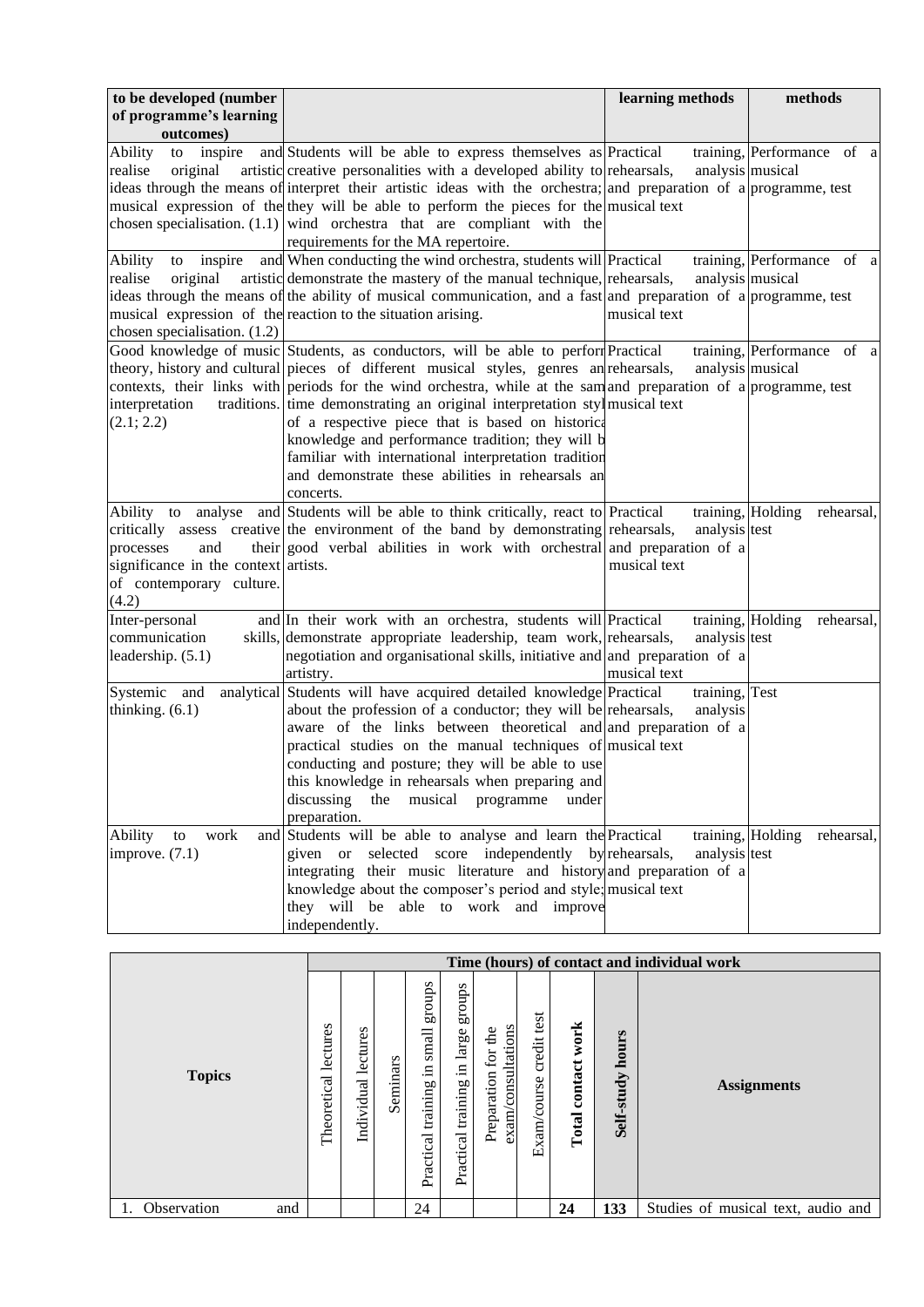| to be developed (number of programme's learning outcomes) | | learning methods | methods |
|---|---|---|---|
| Ability to inspire and realise original artistic ideas through the means of musical expression of the chosen specialisation. (1.1) | Students will be able to express themselves as creative personalities with a developed ability to interpret their artistic ideas with the orchestra; they will be able to perform the pieces for the wind orchestra that are compliant with the requirements for the MA repertoire. | Practical training, rehearsals, analysis and preparation of a musical text | Performance of a musical programme, test |
| Ability to inspire and realise original artistic ideas through the means of musical expression of the chosen specialisation. (1.2) | When conducting the wind orchestra, students will demonstrate the mastery of the manual technique, the ability of musical communication, and a fast reaction to the situation arising. | Practical training, rehearsals, analysis and preparation of a musical text | Performance of a musical programme, test |
| Good knowledge of music theory, history and cultural contexts, their links with interpretation traditions. (2.1; 2.2) | Students, as conductors, will be able to perform pieces of different musical styles, genres and periods for the wind orchestra, while at the same time demonstrating an original interpretation style of a respective piece that is based on historical knowledge and performance tradition; they will be familiar with international interpretation traditions and demonstrate these abilities in rehearsals and concerts. | Practical training, rehearsals, analysis and preparation of a musical text | Performance of a musical programme, test |
| Ability to analyse and critically assess creative processes and their significance in the context of contemporary culture. (4.2) | Students will be able to think critically, react to the environment of the band by demonstrating good verbal abilities in work with orchestral artists. | Practical training, rehearsals, analysis and preparation of a musical text | Holding rehearsal, test |
| Inter-personal and communication skills, leadership. (5.1) | In their work with an orchestra, students will demonstrate appropriate leadership, team work, negotiation and organisational skills, initiative and artistry. | Practical training, rehearsals, analysis and preparation of a musical text | Holding rehearsal, test |
| Systemic and analytical thinking. (6.1) | Students will have acquired detailed knowledge about the profession of a conductor; they will be aware of the links between theoretical and practical studies on the manual techniques of conducting and posture; they will be able to use this knowledge in rehearsals when preparing and discussing the musical programme under preparation. | Practical training, rehearsals, analysis and preparation of a musical text | Test |
| Ability to work and improve. (7.1) | Students will be able to analyse and learn the given or selected score independently by integrating their music literature and history knowledge about the composer's period and style; they will be able to work and improve independently. | Practical training, rehearsals, analysis and preparation of a musical text | Holding rehearsal, test |

| Topics | Time (hours) of contact and individual work | | | | | | | | | |
|---|---|---|---|---|---|---|---|---|---|---|
| | Theoretical lectures | Individual lectures | Seminars | Practical training in small groups | Practical training in large groups | Preparation for the exam/consultations | Exam/course credit test | **Total contact work** | **Self-study hours** | **Assignments** |
| 1. Observation and | | | | 24 | | | | **24** | **133** | Studies of musical text, audio and |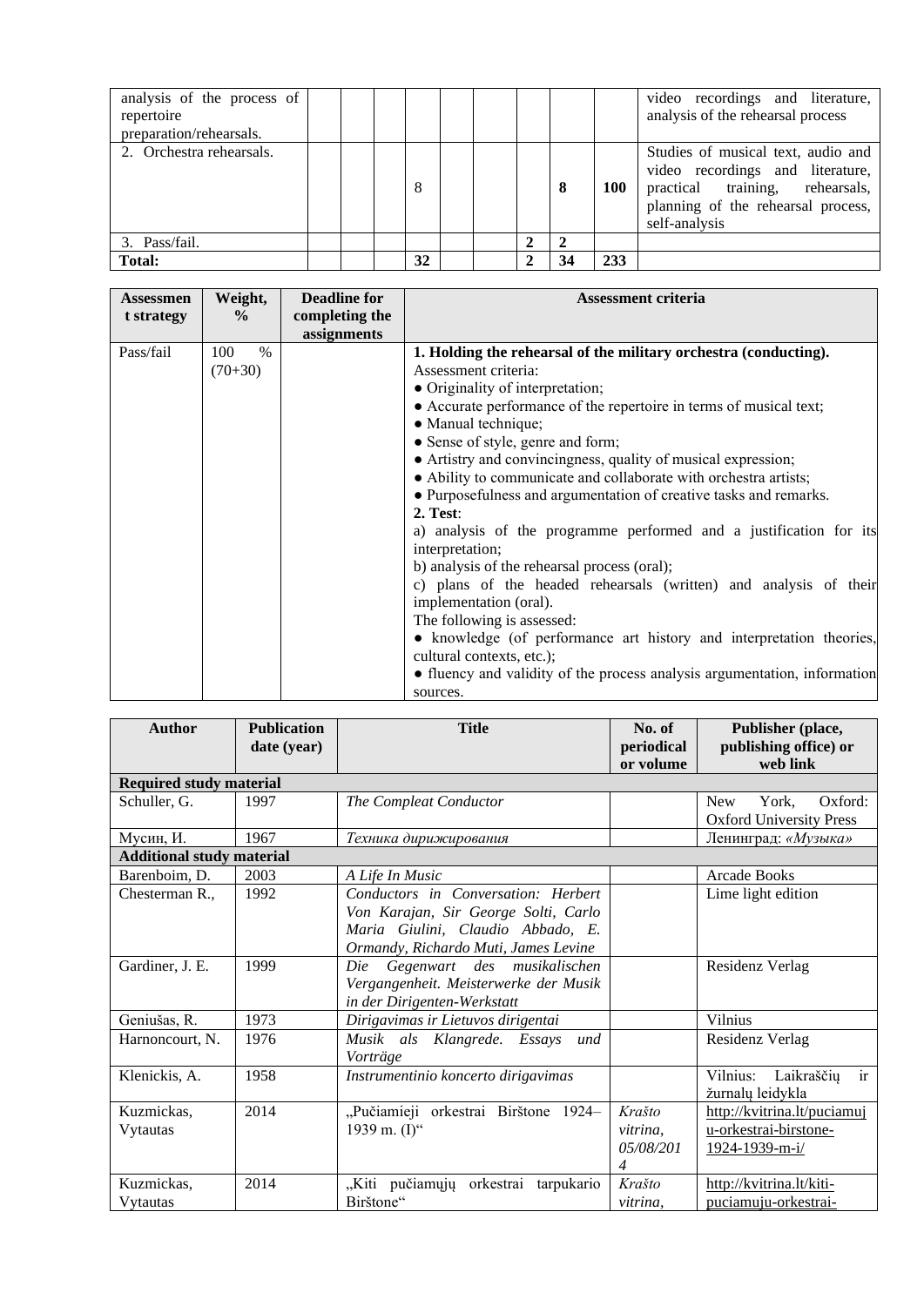| | | | | | | | | | | |
|---|---|---|---|---|---|---|---|---|---|---|
| analysis of the process of repertoire preparation/rehearsals. | | | | | | | | | | video recordings and literature, analysis of the rehearsal process |
| 2. Orchestra rehearsals. | | | | 8 | | | | **8** | **100** | Studies of musical text, audio and video recordings and literature, practical training, rehearsals, planning of the rehearsal process, self-analysis |
| 3. Pass/fail. | | | | | | | **2** | **2** | | |
| **Total:** | | | | **32** | | | **2** | **34** | **233** | |

| Assessment strategy | Weight, % | Deadline for completing the assignments | Assessment criteria |
|---|---|---|---|
| Pass/fail | 100 % (70+30) | | **1. Holding the rehearsal of the military orchestra (conducting).**<br>Assessment criteria:<br>● Originality of interpretation;<br>● Accurate performance of the repertoire in terms of musical text;<br>● Manual technique;<br>● Sense of style, genre and form;<br>● Artistry and convincingness, quality of musical expression;<br>● Ability to communicate and collaborate with orchestra artists;<br>● Purposefulness and argumentation of creative tasks and remarks.<br>**2. Test**:<br>a) analysis of the programme performed and a justification for its interpretation;<br>b) analysis of the rehearsal process (oral);<br>c) plans of the headed rehearsals (written) and analysis of their implementation (oral).<br>The following is assessed:<br>● knowledge (of performance art history and interpretation theories, cultural contexts, etc.);<br>● fluency and validity of the process analysis argumentation, information sources. |

| Author | Publication date (year) | Title | No. of periodical or volume | Publisher (place, publishing office) or web link |
|---|---|---|---|---|
| **Required study material** | | | | |
| Schuller, G. | 1997 | *The Compleat Conductor* | | New York, Oxford: Oxford University Press |
| Мусин, И. | 1967 | *Техника дирижирования* | | Ленинград: *«Музыка»* |
| **Additional study material** | | | | |
| Barenboim, D. | 2003 | *A Life In Music* | | Arcade Books |
| Chesterman R., | 1992 | *Conductors in Conversation: Herbert Von Karajan, Sir George Solti, Carlo Maria Giulini, Claudio Abbado, E. Ormandy, Richardo Muti, James Levine* | | Lime light edition |
| Gardiner, J. E. | 1999 | *Die Gegenwart des musikalischen Vergangenheit. Meisterwerke der Musik in der Dirigenten-Werkstatt* | | Residenz Verlag |
| Geniušas, R. | 1973 | *Dirigavimas ir Lietuvos dirigentai* | | Vilnius |
| Harnoncourt, N. | 1976 | *Musik als Klangrede. Essays und Vorträge* | | Residenz Verlag |
| Klenickis, A. | 1958 | *Instrumentinio koncerto dirigavimas* | | Vilnius: Laikraščių ir žurnalų leidykla |
| Kuzmickas, Vytautas | 2014 | „Pučiamieji orkestrai Birštone 1924–1939 m. (I)“ | *Krašto vitrina, 05/08/2014* | http://kvitrina.lt/puciamuju-orkestrai-birstone-1924-1939-m-i/ |
| Kuzmickas, Vytautas | 2014 | „Kiti pučiamųjų orkestrai tarpukario Birštone“ | *Krašto vitrina,* | http://kvitrina.lt/kiti-puciamuju-orkestrai- |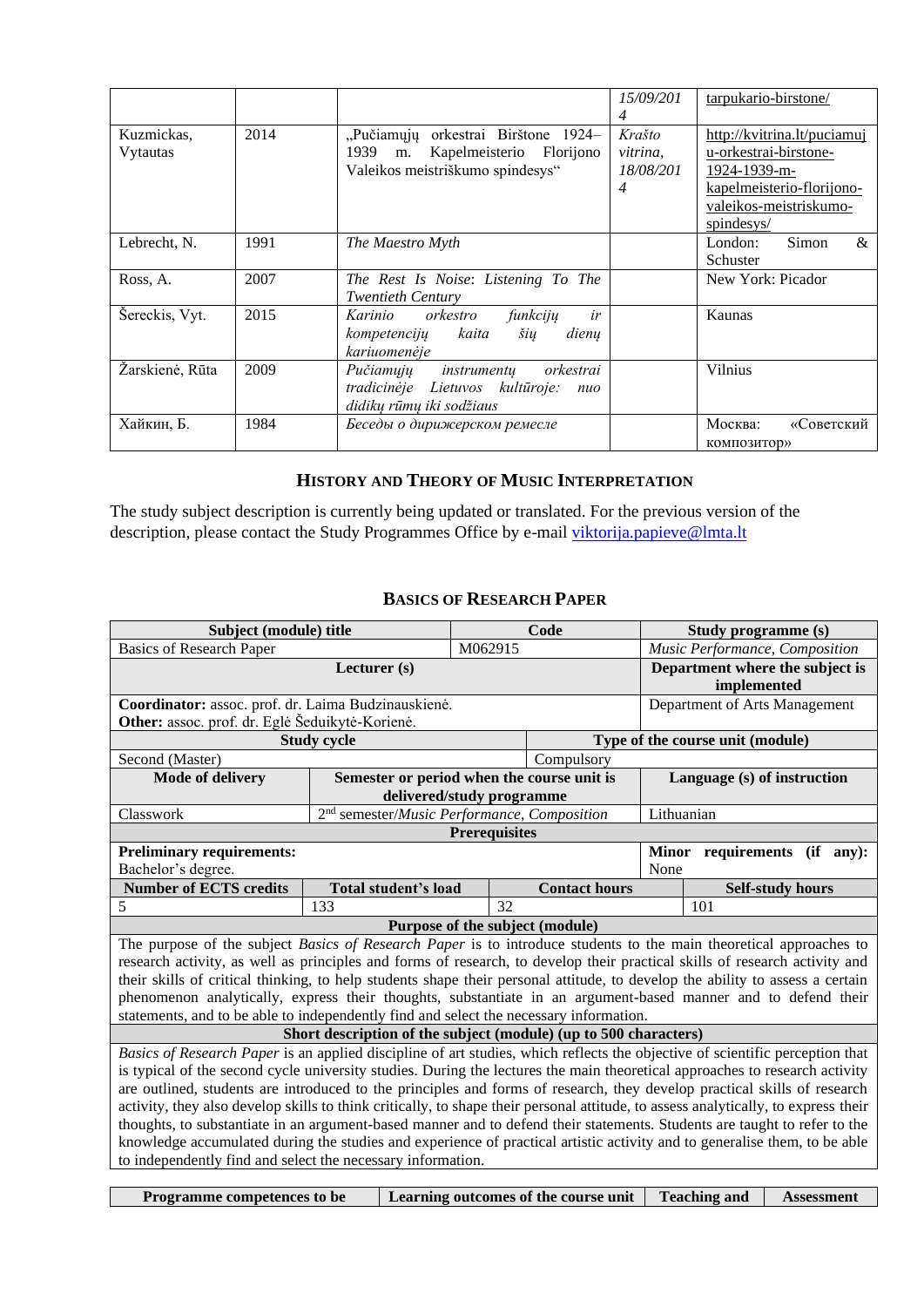| | | | *15/09/2014* | tarpukario-birstone/ |
|---|---|---|---|---|
| Kuzmickas, Vytautas | 2014 | „Pučiamųjų orkestrai Birštone 1924–1939 m. Kapelmeisterio Florijono Valeikos meistriškumo spindesys“ | *Krašto vitrina, 18/08/2014* | http://kvitrina.lt/puciamuju-orkestrai-birstone-1924-1939-m-kapelmeisterio-florijono-valeikos-meistriskumo-spindesys/ |
| Lebrecht, N. | 1991 | *The Maestro Myth* | | London: Simon & Schuster |
| Ross, A. | 2007 | *The Rest Is Noise*: *Listening To The Twentieth Century* | | New York: Picador |
| Šereckis, Vyt. | 2015 | *Karinio orkestro funkcijų ir kompetencijų kaita šių dienų kariuomenėje* | | Kaunas |
| Žarskienė, Rūta | 2009 | *Pučiamųjų instrumentų orkestrai tradicinėje Lietuvos kultūroje: nuo didikų rūmų iki sodžiaus* | | Vilnius |
| Хайкин, Б. | 1984 | *Беседы о дирижерском ремесле* | | Москва: «Советский композитор» |

## History and Theory of Music Interpretation

The study subject description is currently being updated or translated. For the previous version of the description, please contact the Study Programmes Office by e-mail viktorija.papieve@lmta.lt

## Basics of Research Paper

| **Subject (module) title** | | | **Code** | | **Study programme (s)** | |
|---|---|---|---|---|---|---|
| Basics of Research Paper | | | M062915 | | *Music Performance, Composition* | |
| **Lecturer (s)** | | | | | **Department where the subject is implemented** | |
| **Coordinator:** assoc. prof. dr. Laima Budzinauskienė.<br>**Other:** assoc. prof. dr. Eglė Šeduikytė-Korienė. | | | | | Department of Arts Management | |
| **Study cycle** | | | **Type of the course unit (module)** | | | |
| Second (Master) | | | Compulsory | | | |
| **Mode of delivery** | **Semester or period when the course unit is delivered/study programme** | | | | **Language (s) of instruction** | |
| Classwork | 2nd semester/*Music Performance, Composition* | | | | Lithuanian | |
| **Prerequisites** | | | | | | |
| **Preliminary requirements:**<br>Bachelor's degree. | | | | | **Minor requirements (if any):**<br>None | |
| **Number of ECTS credits** | **Total student's load** | | **Contact hours** | | | **Self-study hours** |
| 5 | 133 | | 32 | | | 101 |
| **Purpose of the subject (module)** | | | | | | |
| The purpose of the subject *Basics of Research Paper* is to introduce students to the main theoretical approaches to research activity, as well as principles and forms of research, to develop their practical skills of research activity and their skills of critical thinking, to help students shape their personal attitude, to develop the ability to assess a certain phenomenon analytically, express their thoughts, substantiate in an argument-based manner and to defend their statements, and to be able to independently find and select the necessary information. | | | | | | |
| **Short description of the subject (module) (up to 500 characters)** | | | | | | |
| *Basics of Research Paper* is an applied discipline of art studies, which reflects the objective of scientific perception that is typical of the second cycle university studies. During the lectures the main theoretical approaches to research activity are outlined, students are introduced to the principles and forms of research, they develop practical skills of research activity, they also develop skills to think critically, to shape their personal attitude, to assess analytically, to express their thoughts, to substantiate in an argument-based manner and to defend their statements. Students are taught to refer to the knowledge accumulated during the studies and experience of practical artistic activity and to generalise them, to be able to independently find and select the necessary information. | | | | | | |

| **Programme competences to be** | **Learning outcomes of the course unit** | **Teaching and** | **Assessment** |
|---|---|---|---|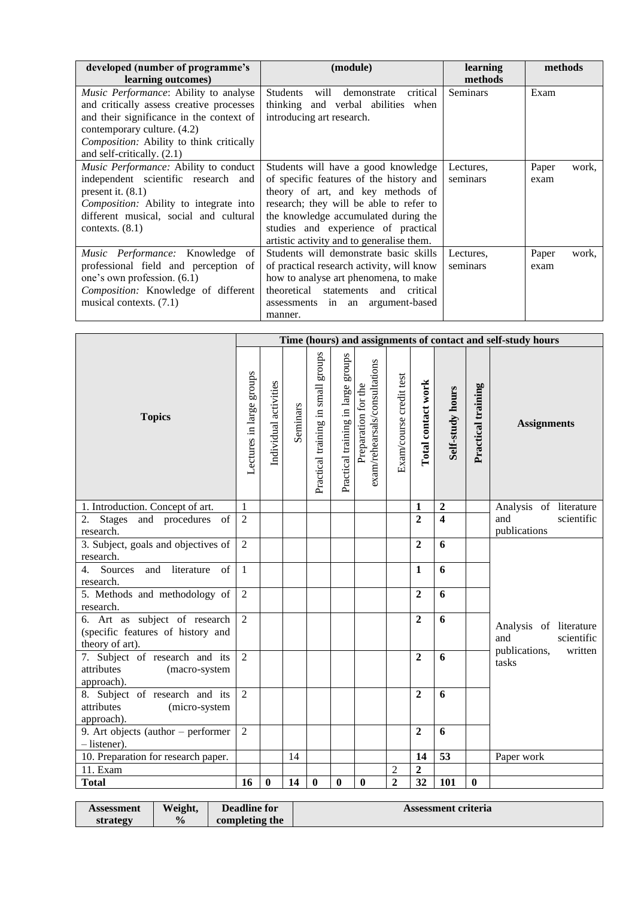| developed (number of programme's learning outcomes) | (module) | learning methods | methods |
|---|---|---|---|
| *Music Performance*: Ability to analyse and critically assess creative processes and their significance in the context of contemporary culture. (4.2)<br>*Composition:* Ability to think critically and self-critically. (2.1) | Students will demonstrate critical thinking and verbal abilities when introducing art research. | Seminars | Exam |
| *Music Performance:* Ability to conduct independent scientific research and present it. (8.1)<br>*Composition:* Ability to integrate into different musical, social and cultural contexts. (8.1) | Students will have a good knowledge of specific features of the history and theory of art, and key methods of research; they will be able to refer to the knowledge accumulated during the studies and experience of practical artistic activity and to generalise them. | Lectures, seminars | Paper work, exam |
| *Music Performance:* Knowledge of professional field and perception of one's own profession. (6.1)<br>*Composition:* Knowledge of different musical contexts. (7.1) | Students will demonstrate basic skills of practical research activity, will know how to analyse art phenomena, to make theoretical statements and critical assessments in an argument-based manner. | Lectures, seminars | Paper work, exam |

| Topics | Time (hours) and assignments of contact and self-study hours | | | | | | | | | | |
|---|---|---|---|---|---|---|---|---|---|---|---|
| | Lectures in large groups | Individual activities | Seminars | Practical training in small groups | Practical training in large groups | Preparation for the exam/rehearsals/consultations | Exam/course credit test | **Total contact work** | **Self-study hours** | **Practical training** | **Assignments** |
| 1. Introduction. Concept of art. | 1 | | | | | | | **1** | **2** | | Analysis of literature and scientific publications |
| 2. Stages and procedures of research. | 2 | | | | | | | **2** | **4** | | |
| 3. Subject, goals and objectives of research. | 2 | | | | | | | **2** | **6** | | Analysis of literature and scientific publications, written tasks |
| 4. Sources and literature of research. | 1 | | | | | | | **1** | **6** | | |
| 5. Methods and methodology of research. | 2 | | | | | | | **2** | **6** | | |
| 6. Art as subject of research (specific features of history and theory of art). | 2 | | | | | | | **2** | **6** | | |
| 7. Subject of research and its attributes (macro-system approach). | 2 | | | | | | | **2** | **6** | | |
| 8. Subject of research and its attributes (micro-system approach). | 2 | | | | | | | **2** | **6** | | |
| 9. Art objects (author – performer – listener). | 2 | | | | | | | **2** | **6** | | |
| 10. Preparation for research paper. | | | 14 | | | | | **14** | **53** | | Paper work |
| 11. Exam | | | | | | | 2 | **2** | | | |
| **Total** | **16** | **0** | **14** | **0** | **0** | **0** | **2** | **32** | **101** | **0** | |

| Assessment strategy | Weight, % | Deadline for completing the | Assessment criteria |
|---|---|---|---|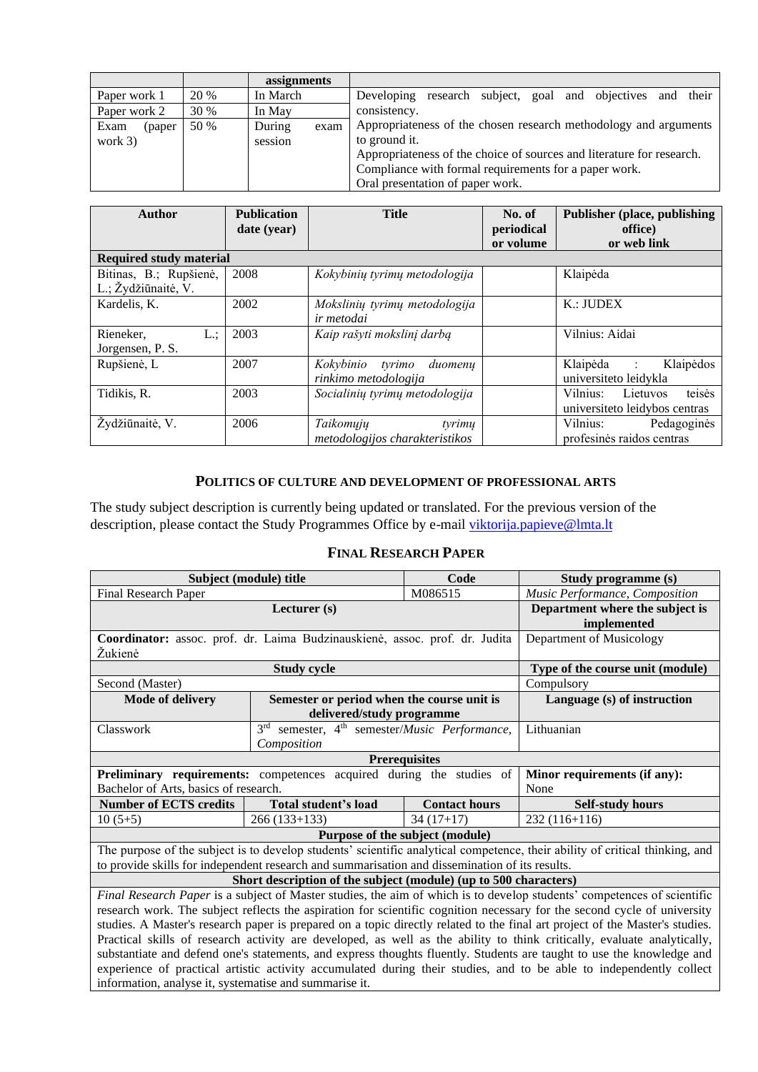| | | assignments | |
|---|---|---|---|
| Paper work 1 | 20 % | In March | Developing research subject, goal and objectives and their consistency.<br>Appropriateness of the chosen research methodology and arguments to ground it.<br>Appropriateness of the choice of sources and literature for research.<br>Compliance with formal requirements for a paper work.<br>Oral presentation of paper work. |
| Paper work 2 | 30 % | In May | |
| Exam (paper work 3) | 50 % | During exam session | |

| Author | Publication date (year) | Title | No. of periodical or volume | Publisher (place, publishing office) or web link |
|---|---|---|---|---|
| **Required study material** | | | | |
| Bitinas, B.; Rupšienė, L.; Žydžiūnaitė, V. | 2008 | *Kokybinių tyrimų metodologija* | | Klaipėda |
| Kardelis, K. | 2002 | *Mokslinių tyrimų metodologija ir metodai* | | K.: JUDEX |
| Rieneker, L.; Jorgensen, P. S. | 2003 | *Kaip rašyti mokslinį darbą* | | Vilnius: Aidai |
| Rupšienė, L | 2007 | *Kokybinio tyrimo duomenų rinkimo metodologija* | | Klaipėda : Klaipėdos universiteto leidykla |
| Tidikis, R. | 2003 | *Socialinių tyrimų metodologija* | | Vilnius: Lietuvos teisės universiteto leidybos centras |
| Žydžiūnaitė, V. | 2006 | *Taikomųjų tyrimų metodologijos charakteristikos* | | Vilnius: Pedagoginės profesinės raidos centras |

## POLITICS OF CULTURE AND DEVELOPMENT OF PROFESSIONAL ARTS

The study subject description is currently being updated or translated. For the previous version of the description, please contact the Study Programmes Office by e-mail viktorija.papieve@lmta.lt

## FINAL RESEARCH PAPER

| Subject (module) title | | | Code | Study programme (s) |
|---|---|---|---|---|
| Final Research Paper | | | M086515 | *Music Performance, Composition* |
| **Lecturer (s)** | | | | **Department where the subject is implemented** |
| **Coordinator:** assoc. prof. dr. Laima Budzinauskienė, assoc. prof. dr. Judita Žukienė | | | | Department of Musicology |
| **Study cycle** | | | | **Type of the course unit (module)** |
| Second (Master) | | | | Compulsory |
| **Mode of delivery** | **Semester or period when the course unit is delivered/study programme** | | | **Language (s) of instruction** |
| Classwork | 3rd semester, 4th semester/*Music Performance, Composition* | | | Lithuanian |
| **Prerequisites** | | | | |
| **Preliminary requirements:** competences acquired during the studies of Bachelor of Arts, basics of research. | | | | **Minor requirements (if any):** None |
| **Number of ECTS credits** | **Total student's load** | | **Contact hours** | **Self-study hours** |
| 10 (5+5) | 266 (133+133) | | 34 (17+17) | 232 (116+116) |
| **Purpose of the subject (module)** | | | | |
| The purpose of the subject is to develop students' scientific analytical competence, their ability of critical thinking, and to provide skills for independent research and summarisation and dissemination of its results. | | | | |
| **Short description of the subject (module) (up to 500 characters)** | | | | |
| *Final Research Paper* is a subject of Master studies, the aim of which is to develop students' competences of scientific research work. The subject reflects the aspiration for scientific cognition necessary for the second cycle of university studies. A Master's research paper is prepared on a topic directly related to the final art project of the Master's studies. Practical skills of research activity are developed, as well as the ability to think critically, evaluate analytically, substantiate and defend one's statements, and express thoughts fluently. Students are taught to use the knowledge and experience of practical artistic activity accumulated during their studies, and to be able to independently collect information, analyse it, systematise and summarise it. | | | | |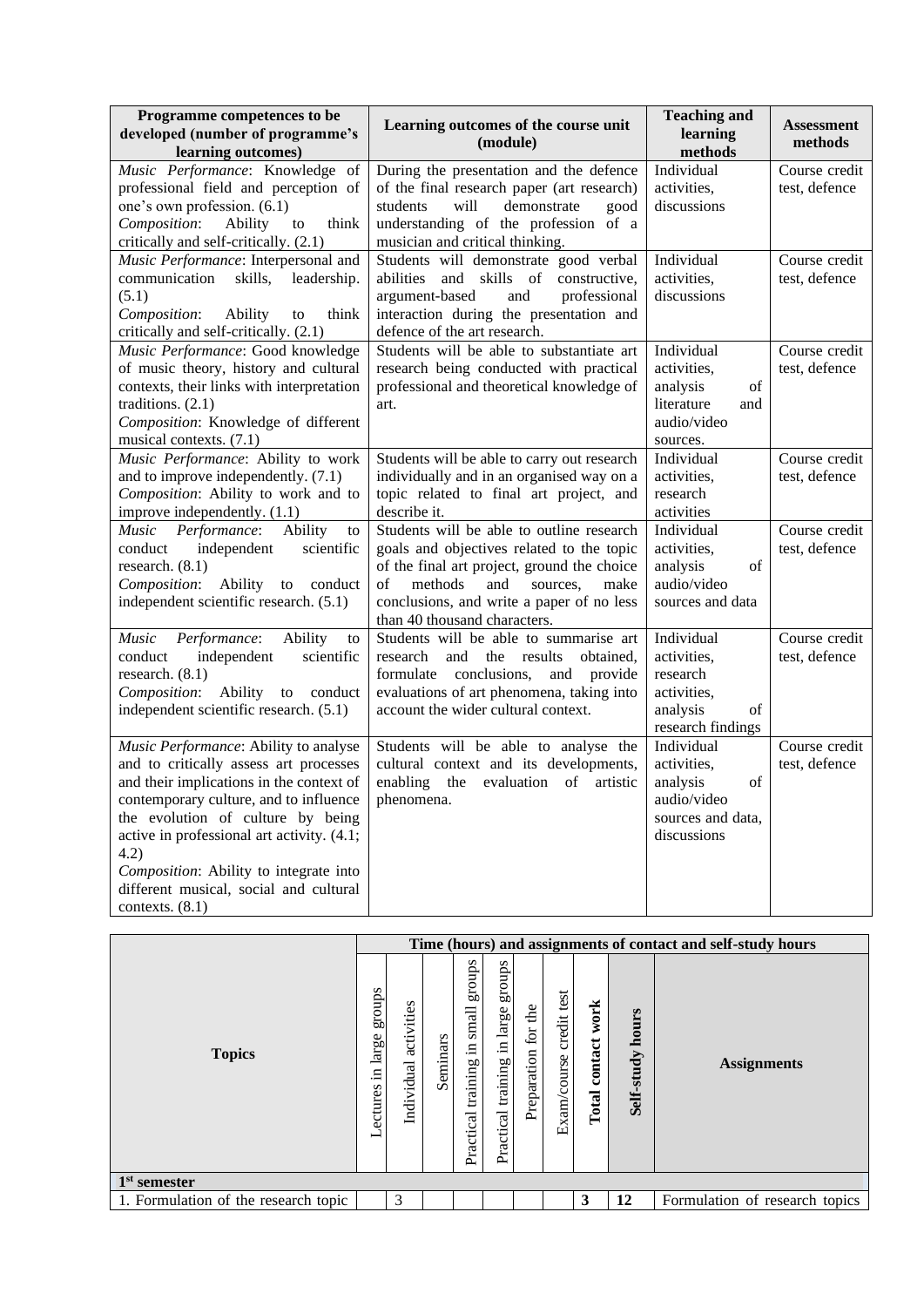| Programme competences to be developed (number of programme's learning outcomes) | Learning outcomes of the course unit (module) | Teaching and learning methods | Assessment methods |
|---|---|---|---|
| *Music Performance*: Knowledge of professional field and perception of one's own profession. (6.1)<br>*Composition*: Ability to think critically and self-critically. (2.1) | During the presentation and the defence of the final research paper (art research) students will demonstrate good understanding of the profession of a musician and critical thinking. | Individual activities, discussions | Course credit test, defence |
| *Music Performance*: Interpersonal and communication skills, leadership. (5.1)<br>*Composition*: Ability to think critically and self-critically. (2.1) | Students will demonstrate good verbal abilities and skills of constructive, argument-based and professional interaction during the presentation and defence of the art research. | Individual activities, discussions | Course credit test, defence |
| *Music Performance*: Good knowledge of music theory, history and cultural contexts, their links with interpretation traditions. (2.1)<br>*Composition*: Knowledge of different musical contexts. (7.1) | Students will be able to substantiate art research being conducted with practical professional and theoretical knowledge of art. | Individual activities, analysis of literature and audio/video sources. | Course credit test, defence |
| *Music Performance*: Ability to work and to improve independently. (7.1)<br>*Composition*: Ability to work and to improve independently. (1.1) | Students will be able to carry out research individually and in an organised way on a topic related to final art project, and describe it. | Individual activities, research activities | Course credit test, defence |
| *Music Performance*: Ability to conduct independent scientific research. (8.1)<br>*Composition*: Ability to conduct independent scientific research. (5.1) | Students will be able to outline research goals and objectives related to the topic of the final art project, ground the choice of methods and sources, make conclusions, and write a paper of no less than 40 thousand characters. | Individual activities, analysis of audio/video sources and data | Course credit test, defence |
| *Music Performance*: Ability to conduct independent scientific research. (8.1)<br>*Composition*: Ability to conduct independent scientific research. (5.1) | Students will be able to summarise art research and the results obtained, formulate conclusions, and provide evaluations of art phenomena, taking into account the wider cultural context. | Individual activities, research activities, analysis of research findings | Course credit test, defence |
| *Music Performance*: Ability to analyse and to critically assess art processes and their implications in the context of contemporary culture, and to influence the evolution of culture by being active in professional art activity. (4.1; 4.2)<br>*Composition*: Ability to integrate into different musical, social and cultural contexts. (8.1) | Students will be able to analyse the cultural context and its developments, enabling the evaluation of artistic phenomena. | Individual activities, analysis of audio/video sources and data, discussions | Course credit test, defence |

| Topics | Time (hours) and assignments of contact and self-study hours | | | | | | | | | |
|---|---|---|---|---|---|---|---|---|---|---|
| | Lectures in large groups | Individual activities | Seminars | Practical training in small groups | Practical training in large groups | Preparation for the | Exam/course credit test | **Total contact work** | **Self-study hours** | **Assignments** |
| **1st semester** | | | | | | | | | | |
| 1. Formulation of the research topic | | 3 | | | | | | **3** | **12** | Formulation of research topics |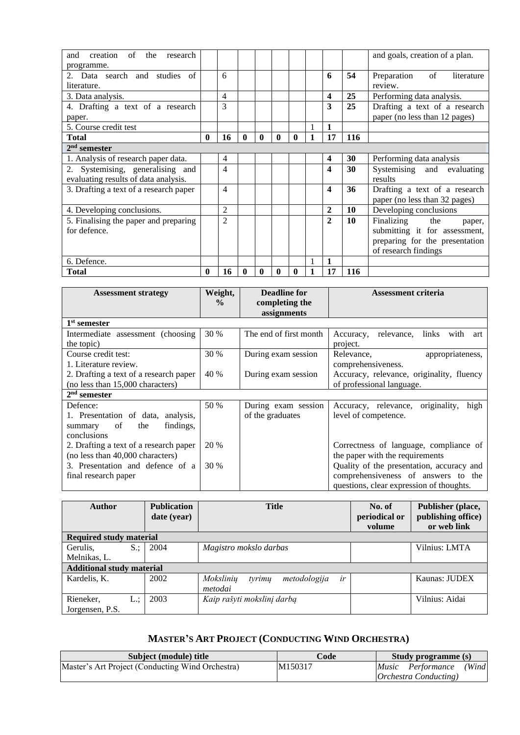| | | | | | | | | | | |
|---|---|---|---|---|---|---|---|---|---|---|
| and creation of the research programme. | | | | | | | | | | and goals, creation of a plan. |
| 2. Data search and studies of literature. | | 6 | | | | | | **6** | **54** | Preparation of literature review. |
| 3. Data analysis. | | 4 | | | | | | **4** | **25** | Performing data analysis. |
| 4. Drafting a text of a research paper. | | 3 | | | | | | **3** | **25** | Drafting a text of a research paper (no less than 12 pages) |
| 5. Course credit test | | | | | | | 1 | **1** | | |
| **Total** | **0** | **16** | **0** | **0** | **0** | **0** | **1** | **17** | **116** | |
| **2nd semester** | | | | | | | | | | |
| 1. Analysis of research paper data. | | 4 | | | | | | **4** | **30** | Performing data analysis |
| 2. Systemising, generalising and evaluating results of data analysis. | | 4 | | | | | | **4** | **30** | Systemising and evaluating results |
| 3. Drafting a text of a research paper | | 4 | | | | | | **4** | **36** | Drafting a text of a research paper (no less than 32 pages) |
| 4. Developing conclusions. | | 2 | | | | | | **2** | **10** | Developing conclusions |
| 5. Finalising the paper and preparing for defence. | | 2 | | | | | | **2** | **10** | Finalizing the paper, submitting it for assessment, preparing for the presentation of research findings |
| 6. Defence. | | | | | | | 1 | **1** | | |
| **Total** | **0** | **16** | **0** | **0** | **0** | **0** | **1** | **17** | **116** | |

| Assessment strategy | Weight, % | Deadline for completing the assignments | Assessment criteria |
|---|---|---|---|
| **1st semester** | | | |
| Intermediate assessment (choosing the topic) | 30 % | The end of first month | Accuracy, relevance, links with art project. |
| Course credit test:<br>1. Literature review. | 30 % | During exam session | Relevance, appropriateness, comprehensiveness. |
| 2. Drafting a text of a research paper (no less than 15,000 characters) | 40 % | During exam session | Accuracy, relevance, originality, fluency of professional language. |
| **2nd semester** | | | |
| Defence:<br>1. Presentation of data, analysis, summary of the findings, conclusions | 50 % | During exam session of the graduates | Accuracy, relevance, originality, high level of competence. |
| 2. Drafting a text of a research paper (no less than 40,000 characters) | 20 % | | Correctness of language, compliance of the paper with the requirements |
| 3. Presentation and defence of a final research paper | 30 % | | Quality of the presentation, accuracy and comprehensiveness of answers to the questions, clear expression of thoughts. |

| Author | Publication date (year) | Title | No. of periodical or volume | Publisher (place, publishing office) or web link |
|---|---|---|---|---|
| **Required study material** | | | | |
| Gerulis, S.; Melnikas, L. | 2004 | *Magistro mokslo darbas* | | Vilnius: LMTA |
| **Additional study material** | | | | |
| Kardelis, K. | 2002 | *Mokslinių tyrimų metodologija ir metodai* | | Kaunas: JUDEX |
| Rieneker, L.; Jorgensen, P.S. | 2003 | *Kaip rašyti mokslinį darbą* | | Vilnius: Aidai |

## MASTER'S ART PROJECT (CONDUCTING WIND ORCHESTRA)

| Subject (module) title | Code | Study programme (s) |
|---|---|---|
| Master's Art Project (Conducting Wind Orchestra) | M150317 | *Music Performance (Wind Orchestra Conducting)* |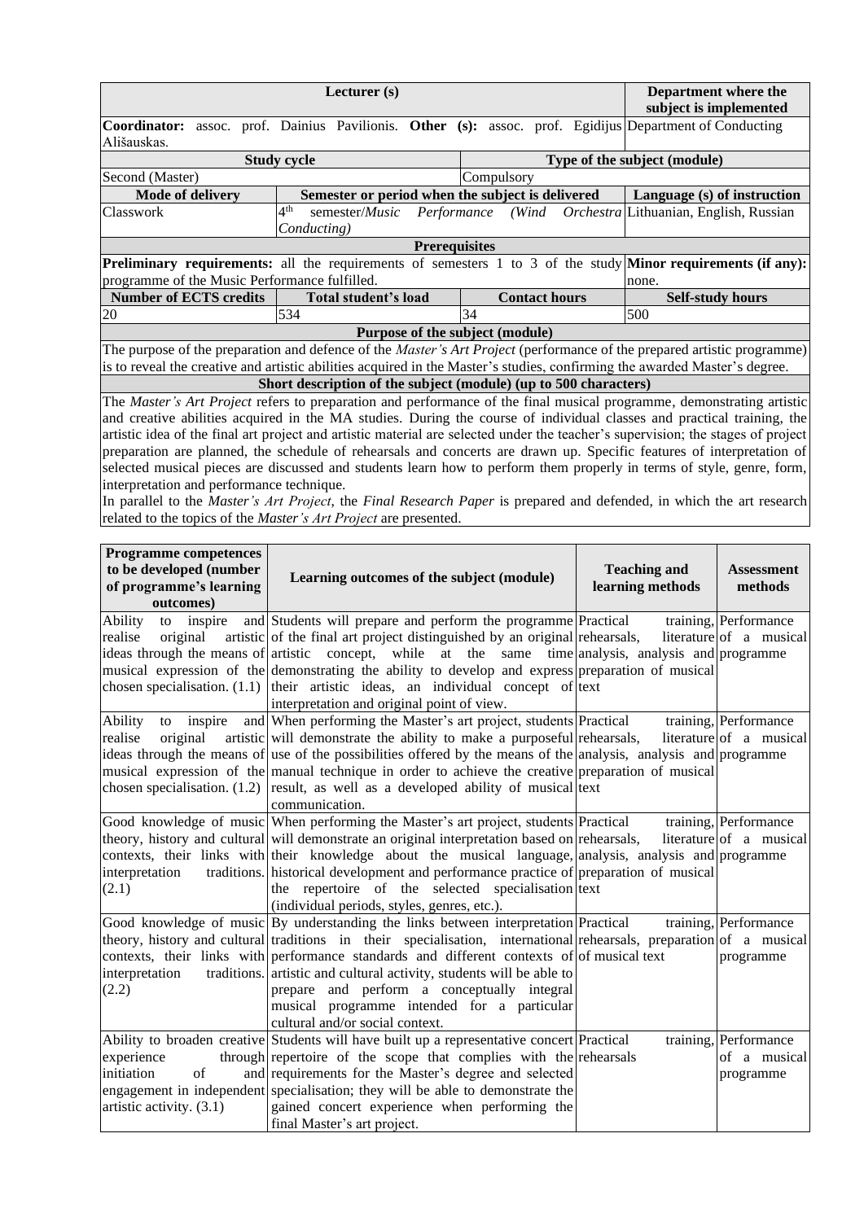| Lecturer (s) | | | Department where the subject is implemented |
|---|---|---|---|
| **Coordinator:** assoc. prof. Dainius Pavilionis. **Other (s):** assoc. prof. Egidijus Ališauskas. | | | Department of Conducting |
| **Study cycle** | | **Type of the subject (module)** | |
| Second (Master) | | Compulsory | |
| **Mode of delivery** | **Semester or period when the subject is delivered** | | **Language (s) of instruction** |
| Classwork | 4th semester/*Music Performance (Wind Orchestra Conducting)* | | Lithuanian, English, Russian |
| **Prerequisites** | | | |
| **Preliminary requirements:** all the requirements of semesters 1 to 3 of the study programme of the Music Performance fulfilled. | | | **Minor requirements (if any):** none. |
| **Number of ECTS credits** | **Total student's load** | **Contact hours** | **Self-study hours** |
| 20 | 534 | 34 | 500 |
| **Purpose of the subject (module)** | | | |
| The purpose of the preparation and defence of the *Master's Art Project* (performance of the prepared artistic programme) is to reveal the creative and artistic abilities acquired in the Master's studies, confirming the awarded Master's degree. | | | |
| **Short description of the subject (module) (up to 500 characters)** | | | |
| The *Master's Art Project* refers to preparation and performance of the final musical programme, demonstrating artistic and creative abilities acquired in the MA studies. During the course of individual classes and practical training, the artistic idea of the final art project and artistic material are selected under the teacher's supervision; the stages of project preparation are planned, the schedule of rehearsals and concerts are drawn up. Specific features of interpretation of selected musical pieces are discussed and students learn how to perform them properly in terms of style, genre, form, interpretation and performance technique. In parallel to the *Master's Art Project*, the *Final Research Paper* is prepared and defended, in which the art research related to the topics of the *Master's Art Project* are presented. | | | |

| Programme competences to be developed (number of programme's learning outcomes) | Learning outcomes of the subject (module) | Teaching and learning methods | Assessment methods |
|---|---|---|---|
| Ability to inspire and realise original artistic ideas through the means of musical expression of the chosen specialisation. (1.1) | Students will prepare and perform the programme of the final art project distinguished by an original artistic concept, while at the same time demonstrating the ability to develop and express their artistic ideas, an individual concept of interpretation and original point of view. | Practical training, rehearsals, literature analysis, analysis and preparation of musical text | Performance of a musical programme |
| Ability to inspire and realise original artistic ideas through the means of musical expression of the chosen specialisation. (1.2) | When performing the Master's art project, students will demonstrate the ability to make a purposeful use of the possibilities offered by the means of the manual technique in order to achieve the creative result, as well as a developed ability of musical communication. | Practical training, rehearsals, literature analysis, analysis and preparation of musical text | Performance of a musical programme |
| Good knowledge of music theory, history and cultural contexts, their links with interpretation traditions. (2.1) | When performing the Master's art project, students will demonstrate an original interpretation based on their knowledge about the musical language, historical development and performance practice of the repertoire of the selected specialisation (individual periods, styles, genres, etc.). | Practical training, rehearsals, literature analysis, analysis and preparation of musical text | Performance of a musical programme |
| Good knowledge of music theory, history and cultural contexts, their links with interpretation traditions. (2.2) | By understanding the links between interpretation traditions in their specialisation, international performance standards and different contexts of artistic and cultural activity, students will be able to prepare and perform a conceptually integral musical programme intended for a particular cultural and/or social context. | Practical training, rehearsals, preparation of musical text | Performance of a musical programme |
| Ability to broaden creative experience through initiation of and engagement in independent artistic activity. (3.1) | Students will have built up a representative concert repertoire of the scope that complies with the requirements for the Master's degree and selected specialisation; they will be able to demonstrate the gained concert experience when performing the final Master's art project. | Practical training, rehearsals | Performance of a musical programme |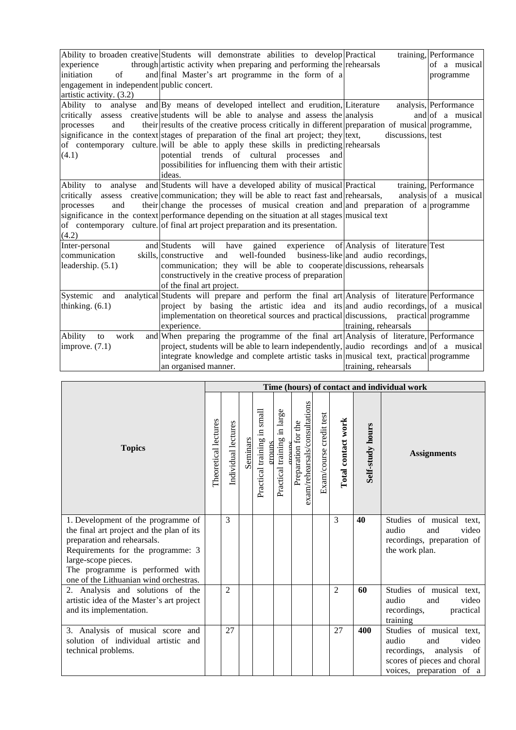| | | | |
|---|---|---|---|
| Ability to broaden creative experience through initiation of and engagement in independent artistic activity. (3.2) | Students will demonstrate abilities to develop artistic activity when preparing and performing the final Master's art programme in the form of a public concert. | Practical training, rehearsals | Performance of a musical programme |
| Ability to analyse and critically assess creative processes and their significance in the context of contemporary culture. (4.1) | By means of developed intellect and erudition, students will be able to analyse and assess the results of the creative process critically in different stages of preparation of the final art project; they will be able to apply these skills in predicting potential trends of cultural processes and possibilities for influencing them with their artistic ideas. | Literature analysis, analysis and preparation of musical text, discussions, rehearsals | Performance of a musical programme, test |
| Ability to analyse and critically assess creative processes and their significance in the context of contemporary culture. (4.2) | Students will have a developed ability of musical communication; they will be able to react fast and change the processes of musical creation and performance depending on the situation at all stages of final art project preparation and its presentation. | Practical training, rehearsals, analysis and preparation of a musical text | Performance of a musical programme |
| Inter-personal and communication skills, leadership. (5.1) | Students will have gained experience of constructive and well-founded business-like communication; they will be able to cooperate constructively in the creative process of preparation of the final art project. | Analysis of literature and audio recordings, discussions, rehearsals | Test |
| Systemic and analytical thinking. (6.1) | Students will prepare and perform the final art project by basing the artistic idea and its implementation on theoretical sources and practical experience. | Analysis of literature and audio recordings, discussions, practical training, rehearsals | Performance of a musical programme |
| Ability to work and improve. (7.1) | When preparing the programme of the final art project, students will be able to learn independently, integrate knowledge and complete artistic tasks in an organised manner. | Analysis of literature, audio recordings and musical text, practical training, rehearsals | Performance of a musical programme |

| Topics | Time (hours) of contact and individual work | | | | | | | | | |
|---|---|---|---|---|---|---|---|---|---|---|
| | Theoretical lectures | Individual lectures | Seminars | Practical training in small groups | Practical training in large groups | Preparation for the exam/rehearsals/consultations | Exam/course credit test | **Total contact work** | **Self-study hours** | **Assignments** |
| 1. Development of the programme of the final art project and the plan of its preparation and rehearsals. Requirements for the programme: 3 large-scope pieces. The programme is performed with one of the Lithuanian wind orchestras. | | 3 | | | | | | 3 | **40** | Studies of musical text, audio and video recordings, preparation of the work plan. |
| 2. Analysis and solutions of the artistic idea of the Master's art project and its implementation. | | 2 | | | | | | 2 | **60** | Studies of musical text, audio and video recordings, practical training |
| 3. Analysis of musical score and solution of individual artistic and technical problems. | | 27 | | | | | | 27 | **400** | Studies of musical text, audio and video recordings, analysis of scores of pieces and choral voices, preparation of a |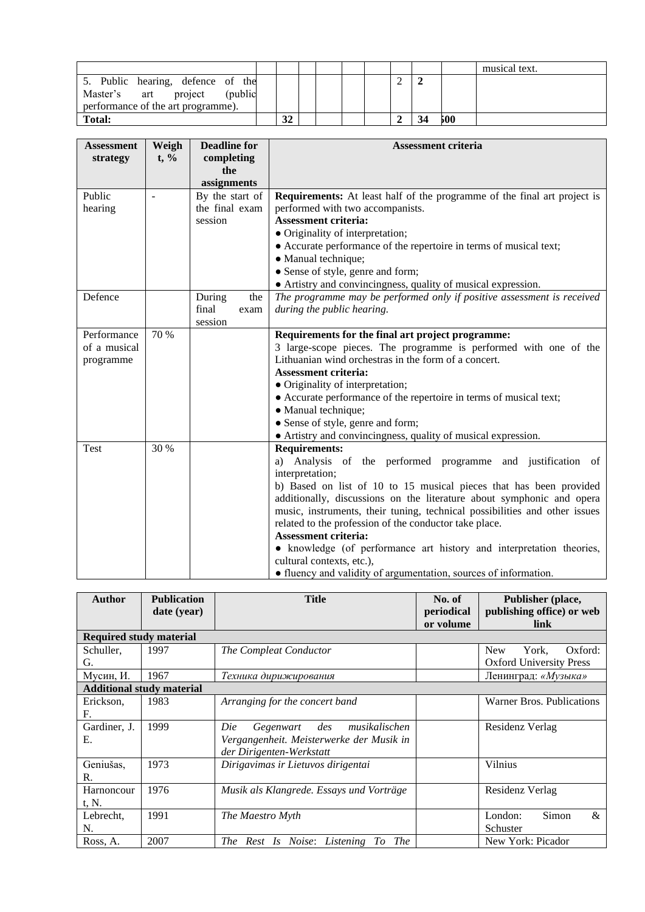| | | | | | | | | | | |
|---|---|---|---|---|---|---|---|---|---|---|
| | | | | | | | | | | musical text. |
| 5. Public hearing, defence of the Master's art project (public performance of the art programme). | | | | | | | 2 | **2** | | |
| **Total:** | | **32** | | | | | **2** | **34** | **500** | |

| Assessment strategy | Weight, % | Deadline for completing the assignments | Assessment criteria |
|---|---|---|---|
| Public hearing | - | By the start of the final exam session | **Requirements:** At least half of the programme of the final art project is performed with two accompanists.<br>**Assessment criteria:**<br>● Originality of interpretation;<br>● Accurate performance of the repertoire in terms of musical text;<br>● Manual technique;<br>● Sense of style, genre and form;<br>● Artistry and convincingness, quality of musical expression. |
| Defence | | During the final exam session | *The programme may be performed only if positive assessment is received during the public hearing.* |
| Performance of a musical programme | 70 % | | **Requirements for the final art project programme:**<br>3 large-scope pieces. The programme is performed with one of the Lithuanian wind orchestras in the form of a concert.<br>**Assessment criteria:**<br>● Originality of interpretation;<br>● Accurate performance of the repertoire in terms of musical text;<br>● Manual technique;<br>● Sense of style, genre and form;<br>● Artistry and convincingness, quality of musical expression. |
| Test | 30 % | | **Requirements:**<br>a) Analysis of the performed programme and justification of interpretation;<br>b) Based on list of 10 to 15 musical pieces that has been provided additionally, discussions on the literature about symphonic and opera music, instruments, their tuning, technical possibilities and other issues related to the profession of the conductor take place.<br>**Assessment criteria:**<br>● knowledge (of performance art history and interpretation theories, cultural contexts, etc.),<br>● fluency and validity of argumentation, sources of information. |

| Author | Publication date (year) | Title | No. of periodical or volume | Publisher (place, publishing office) or web link |
|---|---|---|---|---|
| **Required study material** | | | | |
| Schuller, G. | 1997 | *The Compleat Conductor* | | New York, Oxford: Oxford University Press |
| Мусин, И. | 1967 | *Техника дирижирования* | | Ленинград: *«Музыка»* |
| **Additional study material** | | | | |
| Erickson, F. | 1983 | *Arranging for the concert band* | | Warner Bros. Publications |
| Gardiner, J. E. | 1999 | *Die Gegenwart des musikalischen Vergangenheit. Meisterwerke der Musik in der Dirigenten-Werkstatt* | | Residenz Verlag |
| Geniušas, R. | 1973 | *Dirigavimas ir Lietuvos dirigentai* | | Vilnius |
| Harnoncourt, N. | 1976 | *Musik als Klangrede. Essays und Vorträge* | | Residenz Verlag |
| Lebrecht, N. | 1991 | *The Maestro Myth* | | London: Simon & Schuster |
| Ross, A. | 2007 | *The Rest Is Noise: Listening To The* | | New York: Picador |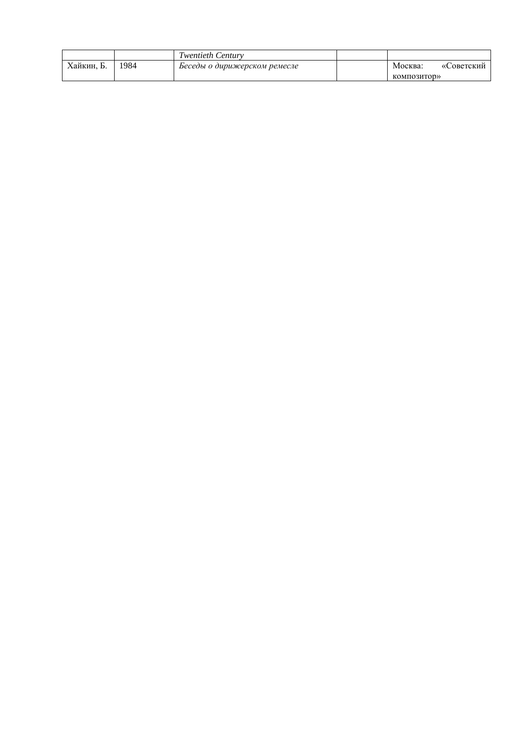| | | | | |
|---|---|---|---|---|
| | | *Twentieth Century* | | |
| Хайкин, Б. | 1984 | *Беседы о дирижерском ремесле* | | Москва: «Советский композитор» |